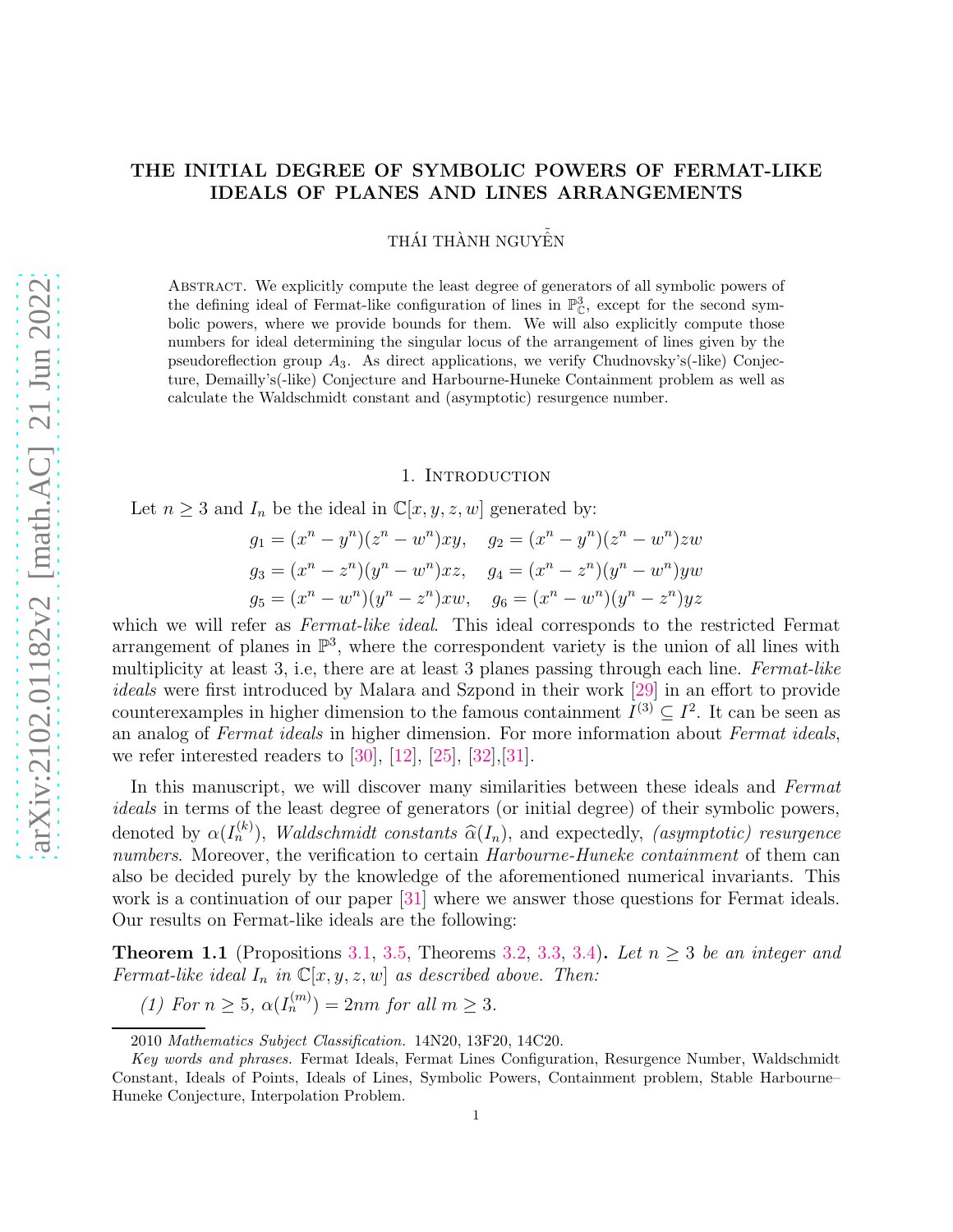# THE INITIAL DEGREE OF SYMBOLIC POWERS OF FERMAT-LIKE IDEALS OF PLANES AND LINES ARRANGEMENTS

THÁI THÀNH NGUYỄN

Abstract. We explicitly compute the least degree of generators of all symbolic powers of the defining ideal of Fermat-like configuration of lines in $\mathbb{P}^3_{\mathbb{C}}$, except for the second symbolic powers, where we provide bounds for them. We will also explicitly compute those numbers for ideal determining the singular locus of the arrangement of lines given by the pseudoreflection group $A_3$. As direct applications, we verify Chudnovsky's(-like) Conjecture, Demailly's(-like) Conjecture and Harbourne-Huneke Containment problem as well as calculate the Waldschmidt constant and (asymptotic) resurgence number.

## 1. Introduction

Let $n \geq 3$ and $I_n$ be the ideal in $\mathbb{C}[x, y, z, w]$ generated by:

$$g_1 = (x^n - y^n)(z^n - w^n)xy, \quad g_2 = (x^n - y^n)(z^n - w^n)zw$$
$$g_3 = (x^n - z^n)(y^n - w^n)xz, \quad g_4 = (x^n - z^n)(y^n - w^n)yw$$
$$g_5 = (x^n - w^n)(y^n - z^n)xw, \quad g_6 = (x^n - w^n)(y^n - z^n)yz$$

which we will refer as *Fermat-like ideal*. This ideal corresponds to the restricted Fermat arrangement of planes in $\mathbb{P}^3$, where the correspondent variety is the union of all lines with multiplicity at least 3, i.e, there are at least 3 planes passing through each line. *Fermat-like ideals* were first introduced by Malara and Szpond in their work [29] in an effort to provide counterexamples in higher dimension to the famous containment $I^{(3)} \subseteq I^2$. It can be seen as an analog of *Fermat ideals* in higher dimension. For more information about *Fermat ideals*, we refer interested readers to [30], [12], [25], [32],[31].

In this manuscript, we will discover many similarities between these ideals and *Fermat ideals* in terms of the least degree of generators (or initial degree) of their symbolic powers, denoted by $\alpha(I_n^{(k)})$, *Waldschmidt constants* $\widehat{\alpha}(I_n)$, and expectedly, *(asymptotic) resurgence numbers*. Moreover, the verification to certain *Harbourne-Huneke containment* of them can also be decided purely by the knowledge of the aforementioned numerical invariants. This work is a continuation of our paper [31] where we answer those questions for Fermat ideals. Our results on Fermat-like ideals are the following:

**Theorem 1.1** (Propositions 3.1, 3.5, Theorems 3.2, 3.3, 3.4)**.** *Let $n \geq 3$ be an integer and Fermat-like ideal $I_n$ in $\mathbb{C}[x, y, z, w]$ as described above. Then:*

*(1) For $n \geq 5$, $\alpha(I_n^{(m)}) = 2nm$ for all $m \geq 3$.*

2010 *Mathematics Subject Classification.* 14N20, 13F20, 14C20.

*Key words and phrases.* Fermat Ideals, Fermat Lines Configuration, Resurgence Number, Waldschmidt Constant, Ideals of Points, Ideals of Lines, Symbolic Powers, Containment problem, Stable Harbourne–Huneke Conjecture, Interpolation Problem.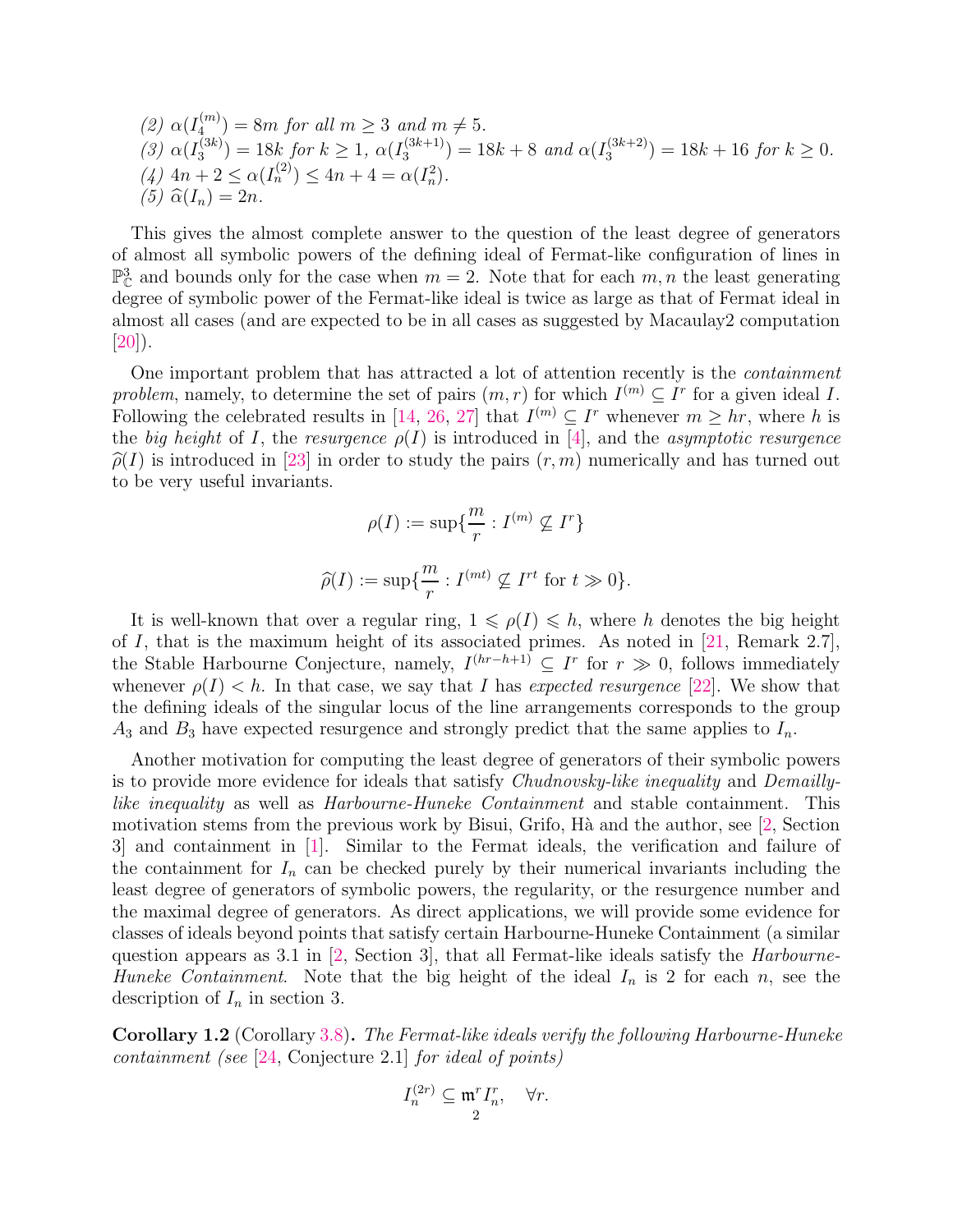(2) $\alpha(I_4^{(m)}) = 8m$ for all $m \geq 3$ and $m \neq 5$.
(3) $\alpha(I_3^{(3k)}) = 18k$ for $k \geq 1$, $\alpha(I_3^{(3k+1)}) = 18k + 8$ and $\alpha(I_3^{(3k+2)}) = 18k + 16$ for $k \geq 0$.
(4) $4n + 2 \leq \alpha(I_n^{(2)}) \leq 4n + 4 = \alpha(I_n^2)$.
(5) $\widehat{\alpha}(I_n) = 2n$.

This gives the almost complete answer to the question of the least degree of generators of almost all symbolic powers of the defining ideal of Fermat-like configuration of lines in $\mathbb{P}^3_{\mathbb{C}}$ and bounds only for the case when $m = 2$. Note that for each $m, n$ the least generating degree of symbolic power of the Fermat-like ideal is twice as large as that of Fermat ideal in almost all cases (and are expected to be in all cases as suggested by Macaulay2 computation [20]).

One important problem that has attracted a lot of attention recently is the *containment problem*, namely, to determine the set of pairs $(m, r)$ for which $I^{(m)} \subseteq I^r$ for a given ideal $I$. Following the celebrated results in [14, 26, 27] that $I^{(m)} \subseteq I^r$ whenever $m \geq hr$, where $h$ is the *big height* of $I$, the *resurgence* $\rho(I)$ is introduced in [4], and the *asymptotic resurgence* $\widehat{\rho}(I)$ is introduced in [23] in order to study the pairs $(r, m)$ numerically and has turned out to be very useful invariants.

$$\rho(I) := \sup\{\frac{m}{r} : I^{(m)} \not\subseteq I^r\}$$

$$\widehat{\rho}(I) := \sup\{\frac{m}{r} : I^{(mt)} \not\subseteq I^{rt} \text{ for } t \gg 0\}.$$

It is well-known that over a regular ring, $1 \leqslant \rho(I) \leqslant h$, where $h$ denotes the big height of $I$, that is the maximum height of its associated primes. As noted in [21, Remark 2.7], the Stable Harbourne Conjecture, namely, $I^{(hr-h+1)} \subseteq I^r$ for $r \gg 0$, follows immediately whenever $\rho(I) < h$. In that case, we say that $I$ has *expected resurgence* [22]. We show that the defining ideals of the singular locus of the line arrangements corresponds to the group $A_3$ and $B_3$ have expected resurgence and strongly predict that the same applies to $I_n$.

Another motivation for computing the least degree of generators of their symbolic powers is to provide more evidence for ideals that satisfy *Chudnovsky-like inequality* and *Demailly-like inequality* as well as *Harbourne-Huneke Containment* and stable containment. This motivation stems from the previous work by Bisui, Grifo, Hà and the author, see [2, Section 3] and containment in [1]. Similar to the Fermat ideals, the verification and failure of the containment for $I_n$ can be checked purely by their numerical invariants including the least degree of generators of symbolic powers, the regularity, or the resurgence number and the maximal degree of generators. As direct applications, we will provide some evidence for classes of ideals beyond points that satisfy certain Harbourne-Huneke Containment (a similar question appears as 3.1 in [2, Section 3], that all Fermat-like ideals satisfy the *Harbourne-Huneke Containment*. Note that the big height of the ideal $I_n$ is 2 for each $n$, see the description of $I_n$ in section 3.

**Corollary 1.2** (Corollary 3.8)**.** *The Fermat-like ideals verify the following Harbourne-Huneke containment (see* [24, Conjecture 2.1] *for ideal of points)*

$$I_n^{(2r)} \subseteq \mathfrak{m}^r I_n^r, \quad \forall r.$$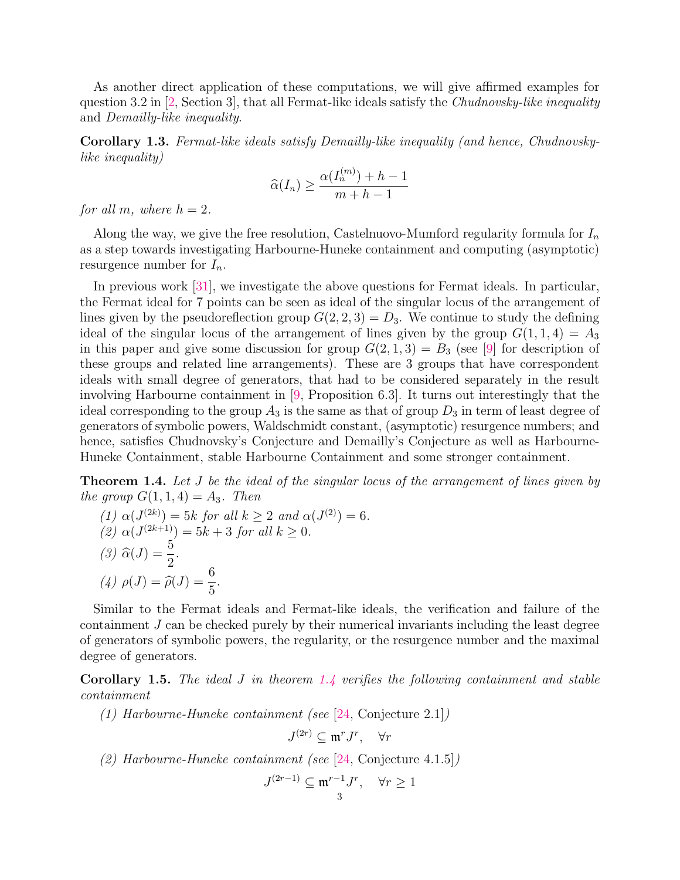As another direct application of these computations, we will give affirmed examples for question 3.2 in [2, Section 3], that all Fermat-like ideals satisfy the *Chudnovsky-like inequality* and *Demailly-like inequality*.

**Corollary 1.3.** *Fermat-like ideals satisfy Demailly-like inequality (and hence, Chudnovsky-like inequality)*

$$\widehat{\alpha}(I_n) \geq \frac{\alpha(I_n^{(m)}) + h - 1}{m + h - 1}$$

*for all $m$, where $h = 2$.*

Along the way, we give the free resolution, Castelnuovo-Mumford regularity formula for $I_n$ as a step towards investigating Harbourne-Huneke containment and computing (asymptotic) resurgence number for $I_n$.

In previous work [31], we investigate the above questions for Fermat ideals. In particular, the Fermat ideal for 7 points can be seen as ideal of the singular locus of the arrangement of lines given by the pseudoreflection group $G(2,2,3) = D_3$. We continue to study the defining ideal of the singular locus of the arrangement of lines given by the group $G(1,1,4) = A_3$ in this paper and give some discussion for group $G(2,1,3) = B_3$ (see [9] for description of these groups and related line arrangements). These are 3 groups that have correspondent ideals with small degree of generators, that had to be considered separately in the result involving Harbourne containment in [9, Proposition 6.3]. It turns out interestingly that the ideal corresponding to the group $A_3$ is the same as that of group $D_3$ in term of least degree of generators of symbolic powers, Waldschmidt constant, (asymptotic) resurgence numbers; and hence, satisfies Chudnovsky's Conjecture and Demailly's Conjecture as well as Harbourne-Huneke Containment, stable Harbourne Containment and some stronger containment.

**Theorem 1.4.** *Let $J$ be the ideal of the singular locus of the arrangement of lines given by the group $G(1,1,4) = A_3$. Then*

*(1) $\alpha(J^{(2k)}) = 5k$ for all $k \geq 2$ and $\alpha(J^{(2)}) = 6$.*

*(2) $\alpha(J^{(2k+1)}) = 5k + 3$ for all $k \geq 0$.*

*(3) $\widehat{\alpha}(J) = \dfrac{5}{2}$.*

*(4) $\rho(J) = \widehat{\rho}(J) = \dfrac{6}{5}$.*

Similar to the Fermat ideals and Fermat-like ideals, the verification and failure of the containment $J$ can be checked purely by their numerical invariants including the least degree of generators of symbolic powers, the regularity, or the resurgence number and the maximal degree of generators.

**Corollary 1.5.** *The ideal $J$ in theorem 1.4 verifies the following containment and stable containment*

*(1) Harbourne-Huneke containment (see [24, Conjecture 2.1])*

$$J^{(2r)} \subseteq \mathfrak{m}^r J^r, \quad \forall r$$

*(2) Harbourne-Huneke containment (see [24, Conjecture 4.1.5])*

$$J^{(2r-1)} \subseteq \mathfrak{m}^{r-1} J^r, \quad \forall r \geq 1$$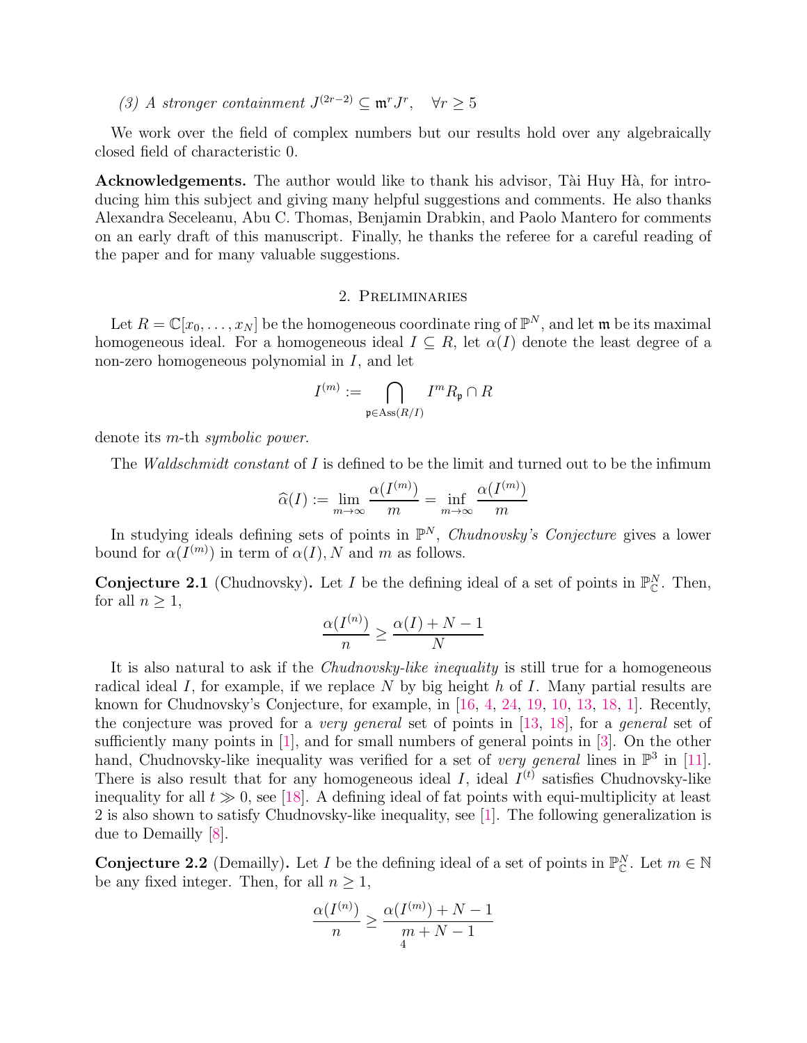*(3) A stronger containment* $J^{(2r-2)} \subseteq \mathfrak{m}^r J^r, \quad \forall r \geq 5$

We work over the field of complex numbers but our results hold over any algebraically closed field of characteristic 0.

**Acknowledgements.** The author would like to thank his advisor, Tài Huy Hà, for introducing him this subject and giving many helpful suggestions and comments. He also thanks Alexandra Seceleanu, Abu C. Thomas, Benjamin Drabkin, and Paolo Mantero for comments on an early draft of this manuscript. Finally, he thanks the referee for a careful reading of the paper and for many valuable suggestions.

## 2. Preliminaries

Let $R = \mathbb{C}[x_0, \ldots, x_N]$ be the homogeneous coordinate ring of $\mathbb{P}^N$, and let $\mathfrak{m}$ be its maximal homogeneous ideal. For a homogeneous ideal $I \subseteq R$, let $\alpha(I)$ denote the least degree of a non-zero homogeneous polynomial in $I$, and let

$$I^{(m)} := \bigcap_{\mathfrak{p} \in \operatorname{Ass}(R/I)} I^m R_{\mathfrak{p}} \cap R$$

denote its $m$-th *symbolic power*.

The *Waldschmidt constant* of $I$ is defined to be the limit and turned out to be the infimum

$$\widehat{\alpha}(I) := \lim_{m \to \infty} \frac{\alpha(I^{(m)})}{m} = \inf_{m \to \infty} \frac{\alpha(I^{(m)})}{m}$$

In studying ideals defining sets of points in $\mathbb{P}^N$, *Chudnovsky's Conjecture* gives a lower bound for $\alpha(I^{(m)})$ in term of $\alpha(I), N$ and $m$ as follows.

**Conjecture 2.1** (Chudnovsky)**.** Let $I$ be the defining ideal of a set of points in $\mathbb{P}^N_{\mathbb{C}}$. Then, for all $n \geq 1$,

$$\frac{\alpha(I^{(n)})}{n} \geq \frac{\alpha(I) + N - 1}{N}$$

It is also natural to ask if the *Chudnovsky-like inequality* is still true for a homogeneous radical ideal $I$, for example, if we replace $N$ by big height $h$ of $I$. Many partial results are known for Chudnovsky's Conjecture, for example, in [16, 4, 24, 19, 10, 13, 18, 1]. Recently, the conjecture was proved for a *very general* set of points in [13, 18], for a *general* set of sufficiently many points in [1], and for small numbers of general points in [3]. On the other hand, Chudnovsky-like inequality was verified for a set of *very general* lines in $\mathbb{P}^3$ in [11]. There is also result that for any homogeneous ideal $I$, ideal $I^{(t)}$ satisfies Chudnovsky-like inequality for all $t \gg 0$, see [18]. A defining ideal of fat points with equi-multiplicity at least 2 is also shown to satisfy Chudnovsky-like inequality, see [1]. The following generalization is due to Demailly [8].

**Conjecture 2.2** (Demailly)**.** Let $I$ be the defining ideal of a set of points in $\mathbb{P}^N_{\mathbb{C}}$. Let $m \in \mathbb{N}$ be any fixed integer. Then, for all $n \geq 1$,

$$\frac{\alpha(I^{(n)})}{n} \geq \frac{\alpha(I^{(m)}) + N - 1}{m + N - 1}$$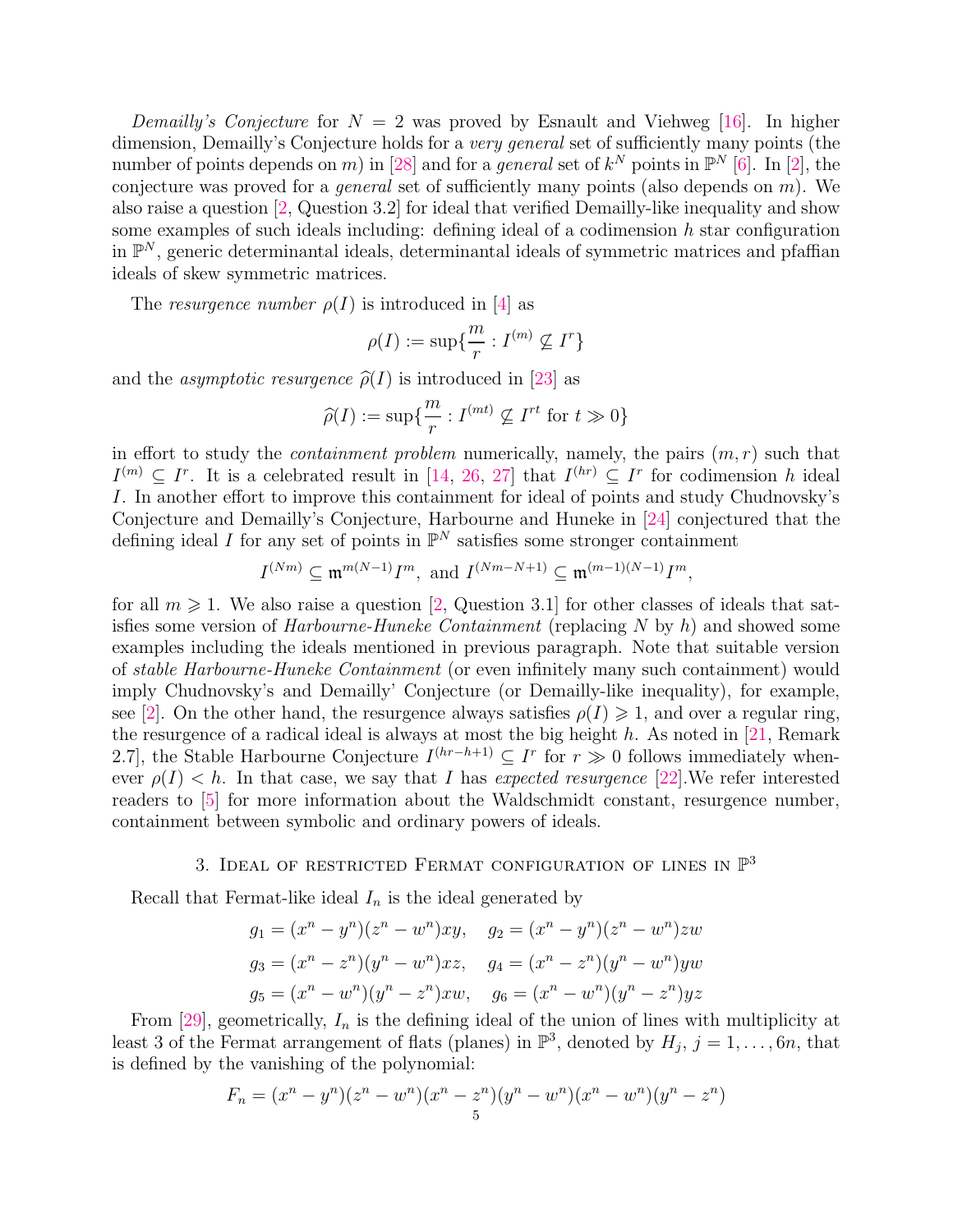*Demailly's Conjecture* for $N = 2$ was proved by Esnault and Viehweg [16]. In higher dimension, Demailly's Conjecture holds for a *very general* set of sufficiently many points (the number of points depends on $m$) in [28] and for a *general* set of $k^N$ points in $\mathbb{P}^N$ [6]. In [2], the conjecture was proved for a *general* set of sufficiently many points (also depends on $m$). We also raise a question [2, Question 3.2] for ideal that verified Demailly-like inequality and show some examples of such ideals including: defining ideal of a codimension $h$ star configuration in $\mathbb{P}^N$, generic determinantal ideals, determinantal ideals of symmetric matrices and pfaffian ideals of skew symmetric matrices.

The *resurgence number* $\rho(I)$ is introduced in [4] as

$$\rho(I) := \sup\{\frac{m}{r} : I^{(m)} \not\subseteq I^r\}$$

and the *asymptotic resurgence* $\widehat{\rho}(I)$ is introduced in [23] as

$$\widehat{\rho}(I) := \sup\{\frac{m}{r} : I^{(mt)} \not\subseteq I^{rt} \text{ for } t \gg 0\}$$

in effort to study the *containment problem* numerically, namely, the pairs $(m, r)$ such that $I^{(m)} \subseteq I^r$. It is a celebrated result in [14, 26, 27] that $I^{(hr)} \subseteq I^r$ for codimension $h$ ideal $I$. In another effort to improve this containment for ideal of points and study Chudnovsky's Conjecture and Demailly's Conjecture, Harbourne and Huneke in [24] conjectured that the defining ideal $I$ for any set of points in $\mathbb{P}^N$ satisfies some stronger containment

$$I^{(Nm)} \subseteq \mathfrak{m}^{m(N-1)} I^m, \text{ and } I^{(Nm-N+1)} \subseteq \mathfrak{m}^{(m-1)(N-1)} I^m,$$

for all $m \geqslant 1$. We also raise a question [2, Question 3.1] for other classes of ideals that satisfies some version of *Harbourne-Huneke Containment* (replacing $N$ by $h$) and showed some examples including the ideals mentioned in previous paragraph. Note that suitable version of *stable Harbourne-Huneke Containment* (or even infinitely many such containment) would imply Chudnovsky's and Demailly' Conjecture (or Demailly-like inequality), for example, see [2]. On the other hand, the resurgence always satisfies $\rho(I) \geqslant 1$, and over a regular ring, the resurgence of a radical ideal is always at most the big height $h$. As noted in [21, Remark 2.7], the Stable Harbourne Conjecture $I^{(hr-h+1)} \subseteq I^r$ for $r \gg 0$ follows immediately whenever $\rho(I) < h$. In that case, we say that $I$ has *expected resurgence* [22].We refer interested readers to [5] for more information about the Waldschmidt constant, resurgence number, containment between symbolic and ordinary powers of ideals.

## 3. Ideal of restricted Fermat configuration of lines in $\mathbb{P}^3$

Recall that Fermat-like ideal $I_n$ is the ideal generated by

$$g_1 = (x^n - y^n)(z^n - w^n)xy, \quad g_2 = (x^n - y^n)(z^n - w^n)zw$$
$$g_3 = (x^n - z^n)(y^n - w^n)xz, \quad g_4 = (x^n - z^n)(y^n - w^n)yw$$
$$g_5 = (x^n - w^n)(y^n - z^n)xw, \quad g_6 = (x^n - w^n)(y^n - z^n)yz$$

From [29], geometrically, $I_n$ is the defining ideal of the union of lines with multiplicity at least 3 of the Fermat arrangement of flats (planes) in $\mathbb{P}^3$, denoted by $H_j$, $j = 1, \ldots, 6n$, that is defined by the vanishing of the polynomial:

$$F_n = (x^n - y^n)(z^n - w^n)(x^n - z^n)(y^n - w^n)(x^n - w^n)(y^n - z^n)$$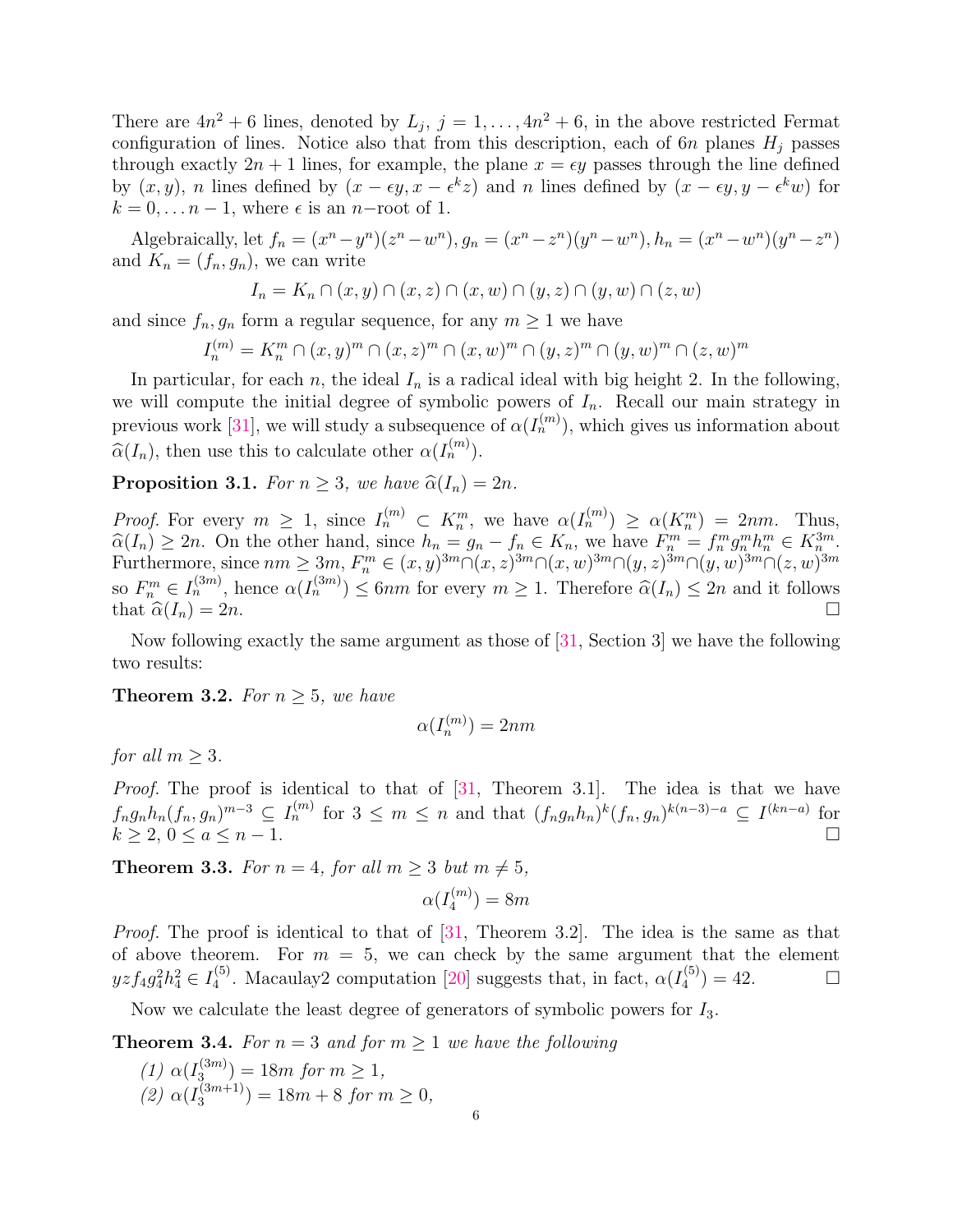There are $4n^2+6$ lines, denoted by $L_j$, $j=1,\dots,4n^2+6$, in the above restricted Fermat configuration of lines. Notice also that from this description, each of $6n$ planes $H_j$ passes through exactly $2n+1$ lines, for example, the plane $x=\epsilon y$ passes through the line defined by $(x,y)$, $n$ lines defined by $(x-\epsilon y, x-\epsilon^k z)$ and $n$ lines defined by $(x-\epsilon y, y-\epsilon^k w)$ for $k=0,\dots n-1$, where $\epsilon$ is an $n-$root of 1.

Algebraically, let $f_n=(x^n-y^n)(z^n-w^n)$, $g_n=(x^n-z^n)(y^n-w^n)$, $h_n=(x^n-w^n)(y^n-z^n)$ and $K_n=(f_n,g_n)$, we can write

$$I_n = K_n \cap (x,y)\cap(x,z)\cap(x,w)\cap(y,z)\cap(y,w)\cap(z,w)$$

and since $f_n, g_n$ form a regular sequence, for any $m\geq 1$ we have

$$I_n^{(m)} = K_n^m \cap (x,y)^m\cap(x,z)^m\cap(x,w)^m\cap(y,z)^m\cap(y,w)^m\cap(z,w)^m$$

In particular, for each $n$, the ideal $I_n$ is a radical ideal with big height 2. In the following, we will compute the initial degree of symbolic powers of $I_n$. Recall our main strategy in previous work [31], we will study a subsequence of $\alpha(I_n^{(m)})$, which gives us information about $\widehat{\alpha}(I_n)$, then use this to calculate other $\alpha(I_n^{(m)})$.

**Proposition 3.1.** *For $n\geq 3$, we have $\widehat{\alpha}(I_n)=2n$.*

*Proof.* For every $m\geq 1$, since $I_n^{(m)}\subset K_n^m$, we have $\alpha(I_n^{(m)})\geq \alpha(K_n^m)=2nm$. Thus, $\widehat{\alpha}(I_n)\geq 2n$. On the other hand, since $h_n=g_n-f_n\in K_n$, we have $F_n^m=f_n^m g_n^m h_n^m\in K_n^{3m}$. Furthermore, since $nm\geq 3m$, $F_n^m\in (x,y)^{3m}\cap(x,z)^{3m}\cap(x,w)^{3m}\cap(y,z)^{3m}\cap(y,w)^{3m}\cap(z,w)^{3m}$ so $F_n^m\in I_n^{(3m)}$, hence $\alpha(I_n^{(3m)})\leq 6nm$ for every $m\geq 1$. Therefore $\widehat{\alpha}(I_n)\leq 2n$ and it follows that $\widehat{\alpha}(I_n)=2n$. $\square$

Now following exactly the same argument as those of [31, Section 3] we have the following two results:

**Theorem 3.2.** *For $n\geq 5$, we have*

$$\alpha(I_n^{(m)})=2nm$$

*for all $m\geq 3$.*

*Proof.* The proof is identical to that of [31, Theorem 3.1]. The idea is that we have $f_n g_n h_n (f_n,g_n)^{m-3}\subseteq I_n^{(m)}$ for $3\leq m\leq n$ and that $(f_n g_n h_n)^k (f_n,g_n)^{k(n-3)-a}\subseteq I^{(kn-a)}$ for $k\geq 2$, $0\leq a\leq n-1$. $\square$

**Theorem 3.3.** *For $n=4$, for all $m\geq 3$ but $m\neq 5$,*

$$\alpha(I_4^{(m)})=8m$$

*Proof.* The proof is identical to that of [31, Theorem 3.2]. The idea is the same as that of above theorem. For $m=5$, we can check by the same argument that the element $yzf_4g_4^2h_4^2\in I_4^{(5)}$. Macaulay2 computation [20] suggests that, in fact, $\alpha(I_4^{(5)})=42$. $\square$

Now we calculate the least degree of generators of symbolic powers for $I_3$.

**Theorem 3.4.** *For $n=3$ and for $m\geq 1$ we have the following*

*(1) $\alpha(I_3^{(3m)})=18m$ for $m\geq 1$,*
*(2) $\alpha(I_3^{(3m+1)})=18m+8$ for $m\geq 0$,*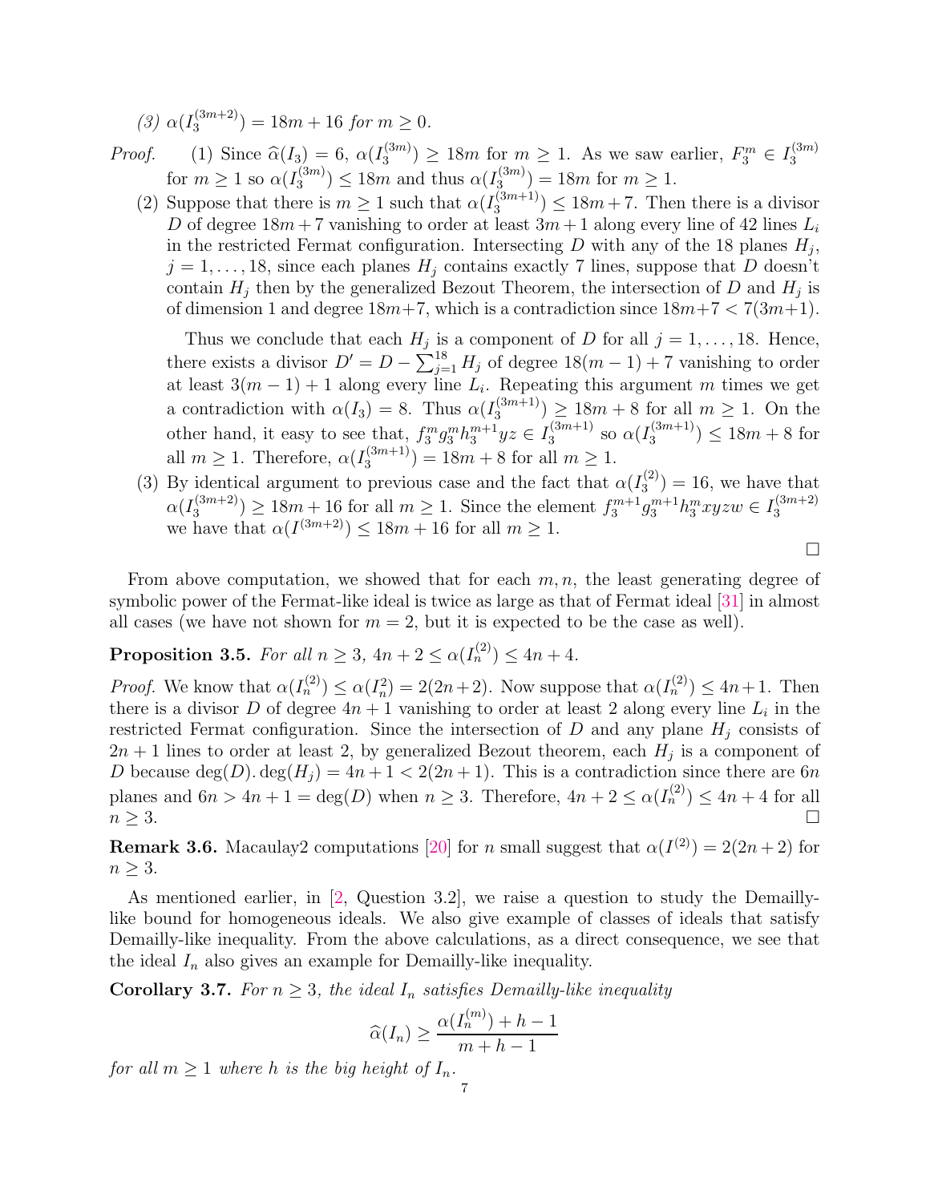*(3)* $\alpha(I_3^{(3m+2)}) = 18m + 16$ *for* $m \geq 0$.

*Proof.* (1) Since $\widehat{\alpha}(I_3) = 6$, $\alpha(I_3^{(3m)}) \geq 18m$ for $m \geq 1$. As we saw earlier, $F_3^m \in I_3^{(3m)}$ for $m \geq 1$ so $\alpha(I_3^{(3m)}) \leq 18m$ and thus $\alpha(I_3^{(3m)}) = 18m$ for $m \geq 1$.

(2) Suppose that there is $m \geq 1$ such that $\alpha(I_3^{(3m+1)}) \leq 18m + 7$. Then there is a divisor $D$ of degree $18m + 7$ vanishing to order at least $3m + 1$ along every line of 42 lines $L_i$ in the restricted Fermat configuration. Intersecting $D$ with any of the 18 planes $H_j$, $j = 1, \ldots, 18$, since each planes $H_j$ contains exactly 7 lines, suppose that $D$ doesn't contain $H_j$ then by the generalized Bezout Theorem, the intersection of $D$ and $H_j$ is of dimension 1 and degree $18m + 7$, which is a contradiction since $18m + 7 < 7(3m + 1)$.

Thus we conclude that each $H_j$ is a component of $D$ for all $j = 1, \ldots, 18$. Hence, there exists a divisor $D' = D - \sum_{j=1}^{18} H_j$ of degree $18(m-1) + 7$ vanishing to order at least $3(m-1) + 1$ along every line $L_i$. Repeating this argument $m$ times we get a contradiction with $\alpha(I_3) = 8$. Thus $\alpha(I_3^{(3m+1)}) \geq 18m + 8$ for all $m \geq 1$. On the other hand, it easy to see that, $f_3^m g_3^m h_3^{m+1} yz \in I_3^{(3m+1)}$ so $\alpha(I_3^{(3m+1)}) \leq 18m + 8$ for all $m \geq 1$. Therefore, $\alpha(I_3^{(3m+1)}) = 18m + 8$ for all $m \geq 1$.

(3) By identical argument to previous case and the fact that $\alpha(I_3^{(2)}) = 16$, we have that $\alpha(I_3^{(3m+2)}) \geq 18m + 16$ for all $m \geq 1$. Since the element $f_3^{m+1} g_3^{m+1} h_3^m xyzw \in I_3^{(3m+2)}$ we have that $\alpha(I^{(3m+2)}) \leq 18m + 16$ for all $m \geq 1$. □

From above computation, we showed that for each $m, n$, the least generating degree of symbolic power of the Fermat-like ideal is twice as large as that of Fermat ideal [31] in almost all cases (we have not shown for $m = 2$, but it is expected to be the case as well).

**Proposition 3.5.** *For all* $n \geq 3$, $4n + 2 \leq \alpha(I_n^{(2)}) \leq 4n + 4$.

*Proof.* We know that $\alpha(I_n^{(2)}) \leq \alpha(I_n^2) = 2(2n+2)$. Now suppose that $\alpha(I_n^{(2)}) \leq 4n+1$. Then there is a divisor $D$ of degree $4n + 1$ vanishing to order at least 2 along every line $L_i$ in the restricted Fermat configuration. Since the intersection of $D$ and any plane $H_j$ consists of $2n + 1$ lines to order at least 2, by generalized Bezout theorem, each $H_j$ is a component of $D$ because $\deg(D).\deg(H_j) = 4n + 1 < 2(2n + 1)$. This is a contradiction since there are $6n$ planes and $6n > 4n + 1 = \deg(D)$ when $n \geq 3$. Therefore, $4n + 2 \leq \alpha(I_n^{(2)}) \leq 4n + 4$ for all $n \geq 3$. □

**Remark 3.6.** Macaulay2 computations [20] for $n$ small suggest that $\alpha(I^{(2)}) = 2(2n + 2)$ for $n \geq 3$.

As mentioned earlier, in [2, Question 3.2], we raise a question to study the Demailly-like bound for homogeneous ideals. We also give example of classes of ideals that satisfy Demailly-like inequality. From the above calculations, as a direct consequence, we see that the ideal $I_n$ also gives an example for Demailly-like inequality.

**Corollary 3.7.** *For* $n \geq 3$, *the ideal* $I_n$ *satisfies Demailly-like inequality*

$$\widehat{\alpha}(I_n) \geq \frac{\alpha(I_n^{(m)}) + h - 1}{m + h - 1}$$

*for all* $m \geq 1$ *where* $h$ *is the big height of* $I_n$.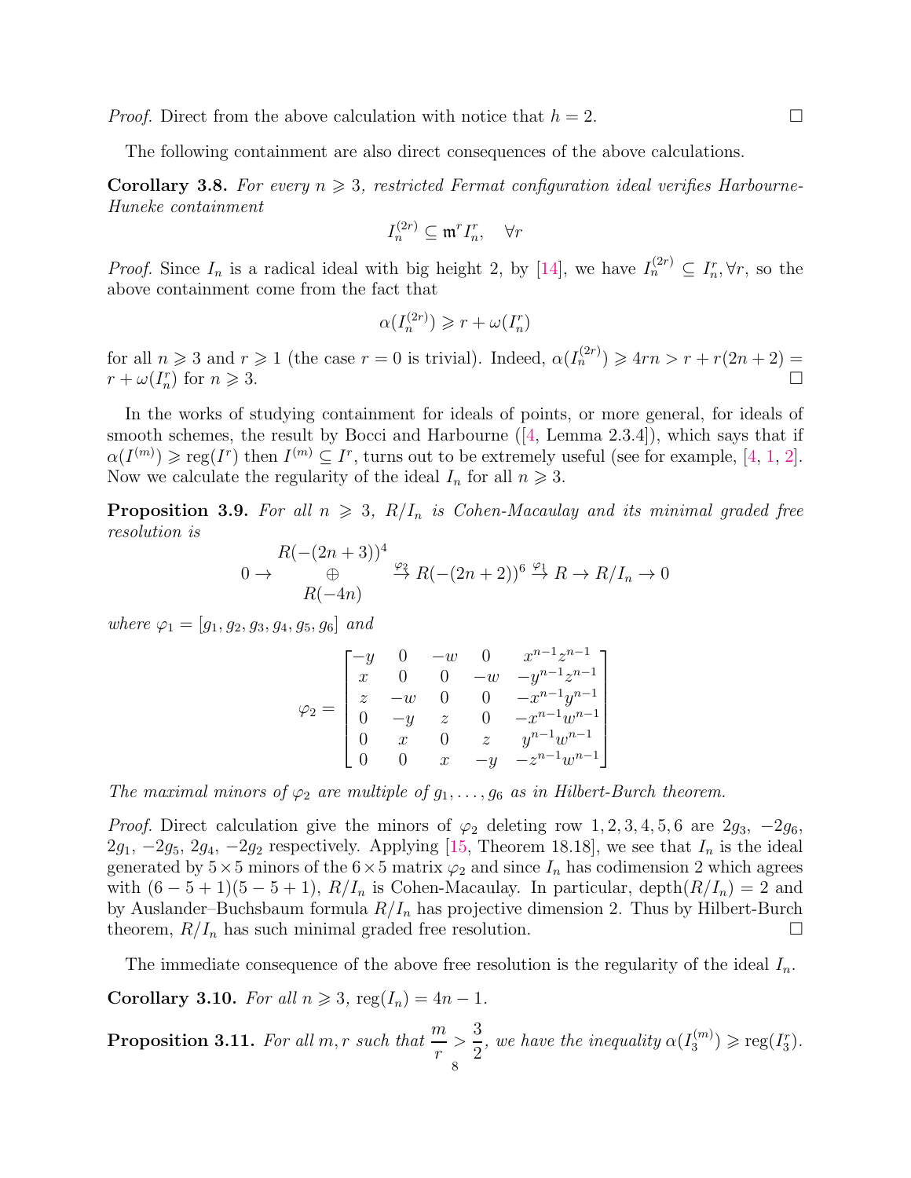*Proof.* Direct from the above calculation with notice that $h = 2$. $\square$

The following containment are also direct consequences of the above calculations.

**Corollary 3.8.** *For every $n \geqslant 3$, restricted Fermat configuration ideal verifies Harbourne-Huneke containment*

$$I_n^{(2r)} \subseteq \mathfrak{m}^r I_n^r, \quad \forall r$$

*Proof.* Since $I_n$ is a radical ideal with big height 2, by [14], we have $I_n^{(2r)} \subseteq I_n^r, \forall r$, so the above containment come from the fact that

$$\alpha(I_n^{(2r)}) \geqslant r + \omega(I_n^r)$$

for all $n \geqslant 3$ and $r \geqslant 1$ (the case $r = 0$ is trivial). Indeed, $\alpha(I_n^{(2r)}) \geqslant 4rn > r + r(2n+2) = r + \omega(I_n^r)$ for $n \geqslant 3$. $\square$

In the works of studying containment for ideals of points, or more general, for ideals of smooth schemes, the result by Bocci and Harbourne ([4, Lemma 2.3.4]), which says that if $\alpha(I^{(m)}) \geqslant \operatorname{reg}(I^r)$ then $I^{(m)} \subseteq I^r$, turns out to be extremely useful (see for example, [4, 1, 2]. Now we calculate the regularity of the ideal $I_n$ for all $n \geqslant 3$.

**Proposition 3.9.** *For all $n \geqslant 3$, $R/I_n$ is Cohen-Macaulay and its minimal graded free resolution is*

$$0 \to \begin{array}{c} R(-(2n+3))^4 \\ \oplus \\ R(-4n) \end{array} \xrightarrow{\varphi_2} R(-(2n+2))^6 \xrightarrow{\varphi_1} R \to R/I_n \to 0$$

*where $\varphi_1 = [g_1, g_2, g_3, g_4, g_5, g_6]$ and*

$$\varphi_2 = \begin{bmatrix} -y & 0 & -w & 0 & x^{n-1}z^{n-1} \\ x & 0 & 0 & -w & -y^{n-1}z^{n-1} \\ z & -w & 0 & 0 & -x^{n-1}y^{n-1} \\ 0 & -y & z & 0 & -x^{n-1}w^{n-1} \\ 0 & x & 0 & z & y^{n-1}w^{n-1} \\ 0 & 0 & x & -y & -z^{n-1}w^{n-1} \end{bmatrix}$$

*The maximal minors of $\varphi_2$ are multiple of $g_1, \ldots, g_6$ as in Hilbert-Burch theorem.*

*Proof.* Direct calculation give the minors of $\varphi_2$ deleting row $1, 2, 3, 4, 5, 6$ are $2g_3$, $-2g_6$, $2g_1$, $-2g_5$, $2g_4$, $-2g_2$ respectively. Applying [15, Theorem 18.18], we see that $I_n$ is the ideal generated by $5 \times 5$ minors of the $6 \times 5$ matrix $\varphi_2$ and since $I_n$ has codimension 2 which agrees with $(6 - 5 + 1)(5 - 5 + 1)$, $R/I_n$ is Cohen-Macaulay. In particular, $\operatorname{depth}(R/I_n) = 2$ and by Auslander–Buchsbaum formula $R/I_n$ has projective dimension 2. Thus by Hilbert-Burch theorem, $R/I_n$ has such minimal graded free resolution. $\square$

The immediate consequence of the above free resolution is the regularity of the ideal $I_n$.

**Corollary 3.10.** *For all $n \geqslant 3$, $\operatorname{reg}(I_n) = 4n - 1$.*

**Proposition 3.11.** *For all $m, r$ such that $\dfrac{m}{r} > \dfrac{3}{2}$, we have the inequality $\alpha(I_3^{(m)}) \geqslant \operatorname{reg}(I_3^r)$.*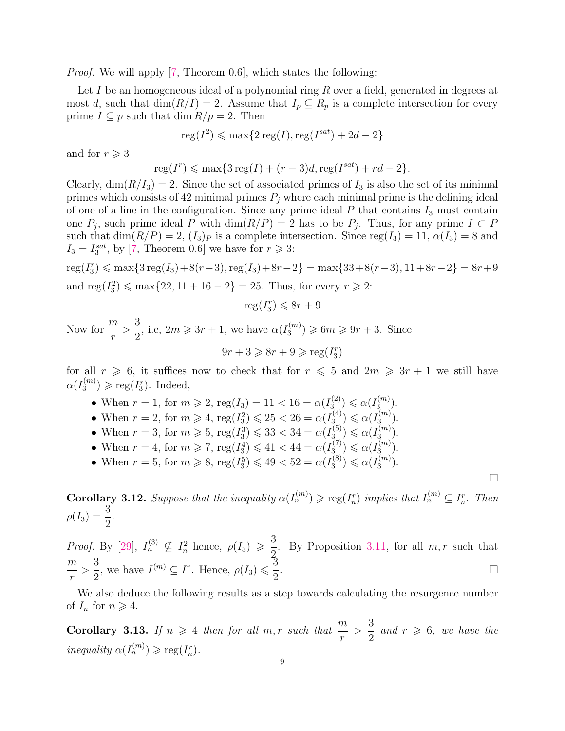*Proof.* We will apply [7, Theorem 0.6], which states the following:

Let $I$ be an homogeneous ideal of a polynomial ring $R$ over a field, generated in degrees at most $d$, such that $\dim(R/I) = 2$. Assume that $I_p \subseteq R_p$ is a complete intersection for every prime $I \subseteq p$ such that $\dim R/p = 2$. Then

$$\operatorname{reg}(I^2) \leqslant \max\{2\operatorname{reg}(I), \operatorname{reg}(I^{sat}) + 2d - 2\}$$

and for $r \geqslant 3$

$$\operatorname{reg}(I^r) \leqslant \max\{3\operatorname{reg}(I) + (r-3)d, \operatorname{reg}(I^{sat}) + rd - 2\}.$$

Clearly, $\dim(R/I_3) = 2$. Since the set of associated primes of $I_3$ is also the set of its minimal primes which consists of 42 minimal primes $P_j$ where each minimal prime is the defining ideal of one of a line in the configuration. Since any prime ideal $P$ that contains $I_3$ must contain one $P_j$, such prime ideal $P$ with $\dim(R/P) = 2$ has to be $P_j$. Thus, for any prime $I \subset P$ such that $\dim(R/P) = 2$, $(I_3)_P$ is a complete intersection. Since $\operatorname{reg}(I_3) = 11$, $\alpha(I_3) = 8$ and $I_3 = I_3^{sat}$, by [7, Theorem 0.6] we have for $r \geqslant 3$:

$$\operatorname{reg}(I_3^r) \leqslant \max\{3\operatorname{reg}(I_3)+8(r-3), \operatorname{reg}(I_3)+8r-2\} = \max\{33+8(r-3), 11+8r-2\} = 8r+9$$

and $\operatorname{reg}(I_3^2) \leqslant \max\{22, 11+16-2\} = 25$. Thus, for every $r \geqslant 2$:

$$\operatorname{reg}(I_3^r) \leqslant 8r + 9$$

Now for $\dfrac{m}{r} > \dfrac{3}{2}$, i.e, $2m \geqslant 3r+1$, we have $\alpha(I_3^{(m)}) \geqslant 6m \geqslant 9r+3$. Since

$$9r + 3 \geqslant 8r + 9 \geqslant \operatorname{reg}(I_3^r)$$

for all $r \geqslant 6$, it suffices now to check that for $r \leqslant 5$ and $2m \geqslant 3r+1$ we still have $\alpha(I_3^{(m)}) \geqslant \operatorname{reg}(I_3^r)$. Indeed,

- When $r = 1$, for $m \geqslant 2$, $\operatorname{reg}(I_3) = 11 < 16 = \alpha(I_3^{(2)}) \leqslant \alpha(I_3^{(m)})$.
- When $r = 2$, for $m \geqslant 4$, $\operatorname{reg}(I_3^2) \leqslant 25 < 26 = \alpha(I_3^{(4)}) \leqslant \alpha(I_3^{(m)})$.
- When $r = 3$, for $m \geqslant 5$, $\operatorname{reg}(I_3^3) \leqslant 33 < 34 = \alpha(I_3^{(5)}) \leqslant \alpha(I_3^{(m)})$.
- When $r = 4$, for $m \geqslant 7$, $\operatorname{reg}(I_3^4) \leqslant 41 < 44 = \alpha(I_3^{(7)}) \leqslant \alpha(I_3^{(m)})$.
- When $r = 5$, for $m \geqslant 8$, $\operatorname{reg}(I_3^5) \leqslant 49 < 52 = \alpha(I_3^{(8)}) \leqslant \alpha(I_3^{(m)})$.

□

**Corollary 3.12.** *Suppose that the inequality $\alpha(I_n^{(m)}) \geqslant \operatorname{reg}(I_n^r)$ implies that $I_n^{(m)} \subseteq I_n^r$. Then $\rho(I_3) = \dfrac{3}{2}$.*

*Proof.* By [29], $I_n^{(3)} \not\subseteq I_n^2$ hence, $\rho(I_3) \geqslant \dfrac{3}{2}$. By Proposition 3.11, for all $m, r$ such that $\dfrac{m}{r} > \dfrac{3}{2}$, we have $I^{(m)} \subseteq I^r$. Hence, $\rho(I_3) \leqslant \dfrac{3}{2}$. □

We also deduce the following results as a step towards calculating the resurgence number of $I_n$ for $n \geqslant 4$.

**Corollary 3.13.** *If $n \geqslant 4$ then for all $m, r$ such that $\dfrac{m}{r} > \dfrac{3}{2}$ and $r \geqslant 6$, we have the inequality $\alpha(I_n^{(m)}) \geqslant \operatorname{reg}(I_n^r)$.*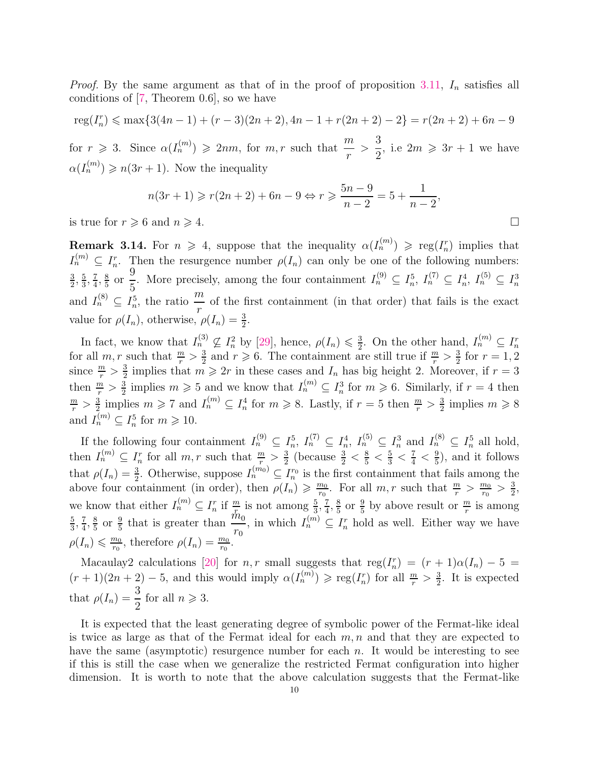*Proof.* By the same argument as that of in the proof of proposition 3.11, $I_n$ satisfies all conditions of [7, Theorem 0.6], so we have

$$\operatorname{reg}(I_n^r) \leqslant \max\{3(4n-1)+(r-3)(2n+2), 4n-1+r(2n+2)-2\} = r(2n+2)+6n-9$$

for $r \geqslant 3$. Since $\alpha(I_n^{(m)}) \geqslant 2nm$, for $m, r$ such that $\dfrac{m}{r} > \dfrac{3}{2}$, i.e $2m \geqslant 3r+1$ we have $\alpha(I_n^{(m)}) \geqslant n(3r+1)$. Now the inequality

$$n(3r+1) \geqslant r(2n+2)+6n-9 \Leftrightarrow r \geqslant \frac{5n-9}{n-2} = 5 + \frac{1}{n-2},$$

is true for $r \geqslant 6$ and $n \geqslant 4$. $\square$

**Remark 3.14.** For $n \geqslant 4$, suppose that the inequality $\alpha(I_n^{(m)}) \geqslant \operatorname{reg}(I_n^r)$ implies that $I_n^{(m)} \subseteq I_n^r$. Then the resurgence number $\rho(I_n)$ can only be one of the following numbers: $\frac{3}{2}, \frac{5}{3}, \frac{7}{4}, \frac{8}{5}$ or $\dfrac{9}{5}$. More precisely, among the four containment $I_n^{(9)} \subseteq I_n^5$, $I_n^{(7)} \subseteq I_n^4$, $I_n^{(5)} \subseteq I_n^3$ and $I_n^{(8)} \subseteq I_n^5$, the ratio $\dfrac{m}{r}$ of the first containment (in that order) that fails is the exact value for $\rho(I_n)$, otherwise, $\rho(I_n) = \frac{3}{2}$.

In fact, we know that $I_n^{(3)} \not\subseteq I_n^2$ by [29], hence, $\rho(I_n) \leqslant \frac{3}{2}$. On the other hand, $I_n^{(m)} \subseteq I_n^r$ for all $m, r$ such that $\frac{m}{r} > \frac{3}{2}$ and $r \geqslant 6$. The containment are still true if $\frac{m}{r} > \frac{3}{2}$ for $r = 1, 2$ since $\frac{m}{r} > \frac{3}{2}$ implies that $m \geqslant 2r$ in these cases and $I_n$ has big height 2. Moreover, if $r = 3$ then $\frac{m}{r} > \frac{3}{2}$ implies $m \geqslant 5$ and we know that $I_n^{(m)} \subseteq I_n^3$ for $m \geqslant 6$. Similarly, if $r = 4$ then $\frac{m}{r} > \frac{3}{2}$ implies $m \geqslant 7$ and $I_n^{(m)} \subseteq I_n^4$ for $m \geqslant 8$. Lastly, if $r = 5$ then $\frac{m}{r} > \frac{3}{2}$ implies $m \geqslant 8$ and $I_n^{(m)} \subseteq I_n^5$ for $m \geqslant 10$.

If the following four containment $I_n^{(9)} \subseteq I_n^5$, $I_n^{(7)} \subseteq I_n^4$, $I_n^{(5)} \subseteq I_n^3$ and $I_n^{(8)} \subseteq I_n^5$ all hold, then $I_n^{(m)} \subseteq I_n^r$ for all $m, r$ such that $\frac{m}{r} > \frac{3}{2}$ (because $\frac{3}{2} < \frac{8}{5} < \frac{5}{3} < \frac{7}{4} < \frac{9}{5}$), and it follows that $\rho(I_n) = \frac{3}{2}$. Otherwise, suppose $I_n^{(m_0)} \subseteq I_n^{r_0}$ is the first containment that fails among the above four containment (in order), then $\rho(I_n) \geqslant \frac{m_0}{r_0}$. For all $m, r$ such that $\frac{m}{r} > \frac{m_0}{r_0} > \frac{3}{2}$, we know that either $I_n^{(m)} \subseteq I_n^r$ if $\frac{m}{r}$ is not among $\frac{5}{3}, \frac{7}{4}, \frac{8}{5}$ or $\frac{9}{5}$ by above result or $\frac{m}{r}$ is among $\frac{5}{3}, \frac{7}{4}, \frac{8}{5}$ or $\frac{9}{5}$ that is greater than $\dfrac{m_0}{r_0}$, in which $I_n^{(m)} \subseteq I_n^r$ hold as well. Either way we have $\rho(I_n) \leqslant \frac{m_0}{r_0}$, therefore $\rho(I_n) = \frac{m_0}{r_0}$.

Macaulay2 calculations [20] for $n, r$ small suggests that $\operatorname{reg}(I_n^r) = (r+1)\alpha(I_n) - 5 = (r+1)(2n+2) - 5$, and this would imply $\alpha(I_n^{(m)}) \geqslant \operatorname{reg}(I_n^r)$ for all $\frac{m}{r} > \frac{3}{2}$. It is expected that $\rho(I_n) = \dfrac{3}{2}$ for all $n \geqslant 3$.

It is expected that the least generating degree of symbolic power of the Fermat-like ideal is twice as large as that of the Fermat ideal for each $m, n$ and that they are expected to have the same (asymptotic) resurgence number for each $n$. It would be interesting to see if this is still the case when we generalize the restricted Fermat configuration into higher dimension. It is worth to note that the above calculation suggests that the Fermat-like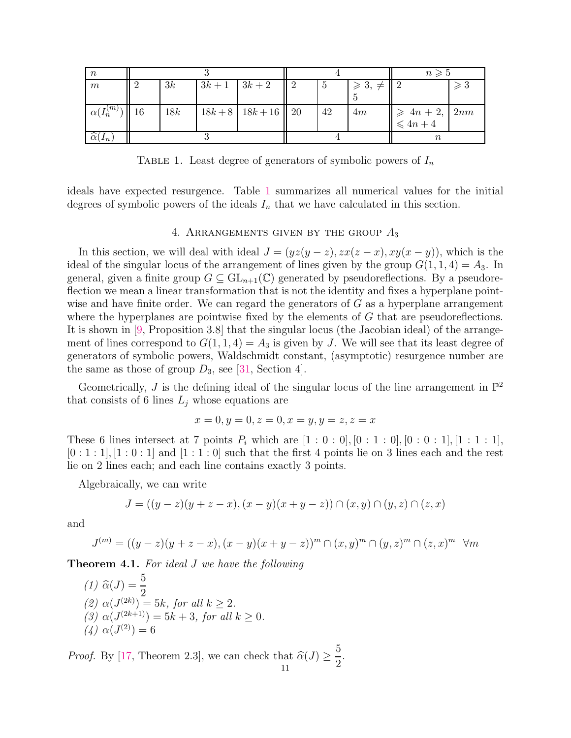| $n$ | 3 | | | | 4 | | | $n \geqslant 5$ | |
|---|---|---|---|---|---|---|---|---|---|
| $m$ | 2 | $3k$ | $3k+1$ | $3k+2$ | 2 | 5 | $\geqslant 3, \neq 5$ | 2 | $\geqslant 3$ |
| $\alpha(I_n^{(m)})$ | 16 | $18k$ | $18k+8$ | $18k+16$ | 20 | 42 | $4m$ | $\geqslant 4n+2, \leqslant 4n+4$ | $2nm$ |
| $\widehat{\alpha}(I_n)$ | 3 | | | | 4 | | | $n$ | |

Table 1. Least degree of generators of symbolic powers of $I_n$

ideals have expected resurgence. Table 1 summarizes all numerical values for the initial degrees of symbolic powers of the ideals $I_n$ that we have calculated in this section.

## 4. Arrangements given by the group $A_3$

In this section, we will deal with ideal $J = (yz(y-z), zx(z-x), xy(x-y))$, which is the ideal of the singular locus of the arrangement of lines given by the group $G(1,1,4) = A_3$. In general, given a finite group $G \subseteq \mathrm{GL}_{n+1}(\mathbb{C})$ generated by pseudoreflections. By a pseudoreflection we mean a linear transformation that is not the identity and fixes a hyperplane pointwise and have finite order. We can regard the generators of $G$ as a hyperplane arrangement where the hyperplanes are pointwise fixed by the elements of $G$ that are pseudoreflections. It is shown in [9, Proposition 3.8] that the singular locus (the Jacobian ideal) of the arrangement of lines correspond to $G(1,1,4) = A_3$ is given by $J$. We will see that its least degree of generators of symbolic powers, Waldschmidt constant, (asymptotic) resurgence number are the same as those of group $D_3$, see [31, Section 4].

Geometrically, $J$ is the defining ideal of the singular locus of the line arrangement in $\mathbb{P}^2$ that consists of 6 lines $L_j$ whose equations are

$$x = 0, y = 0, z = 0, x = y, y = z, z = x$$

These 6 lines intersect at 7 points $P_i$ which are $[1:0:0], [0:1:0], [0:0:1], [1:1:1]$, $[0:1:1], [1:0:1]$ and $[1:1:0]$ such that the first 4 points lie on 3 lines each and the rest lie on 2 lines each; and each line contains exactly 3 points.

Algebraically, we can write

$$J = ((y-z)(y+z-x), (x-y)(x+y-z)) \cap (x,y) \cap (y,z) \cap (z,x)$$

and

$$J^{(m)} = ((y-z)(y+z-x), (x-y)(x+y-z))^m \cap (x,y)^m \cap (y,z)^m \cap (z,x)^m \quad \forall m$$

**Theorem 4.1.** *For ideal $J$ we have the following*

*(1)* $\widehat{\alpha}(J) = \dfrac{5}{2}$
*(2)* $\alpha(J^{(2k)}) = 5k$, *for all* $k \geq 2$.
*(3)* $\alpha(J^{(2k+1)}) = 5k+3$, *for all* $k \geq 0$.
*(4)* $\alpha(J^{(2)}) = 6$

*Proof.* By [17, Theorem 2.3], we can check that $\widehat{\alpha}(J) \geq \dfrac{5}{2}$.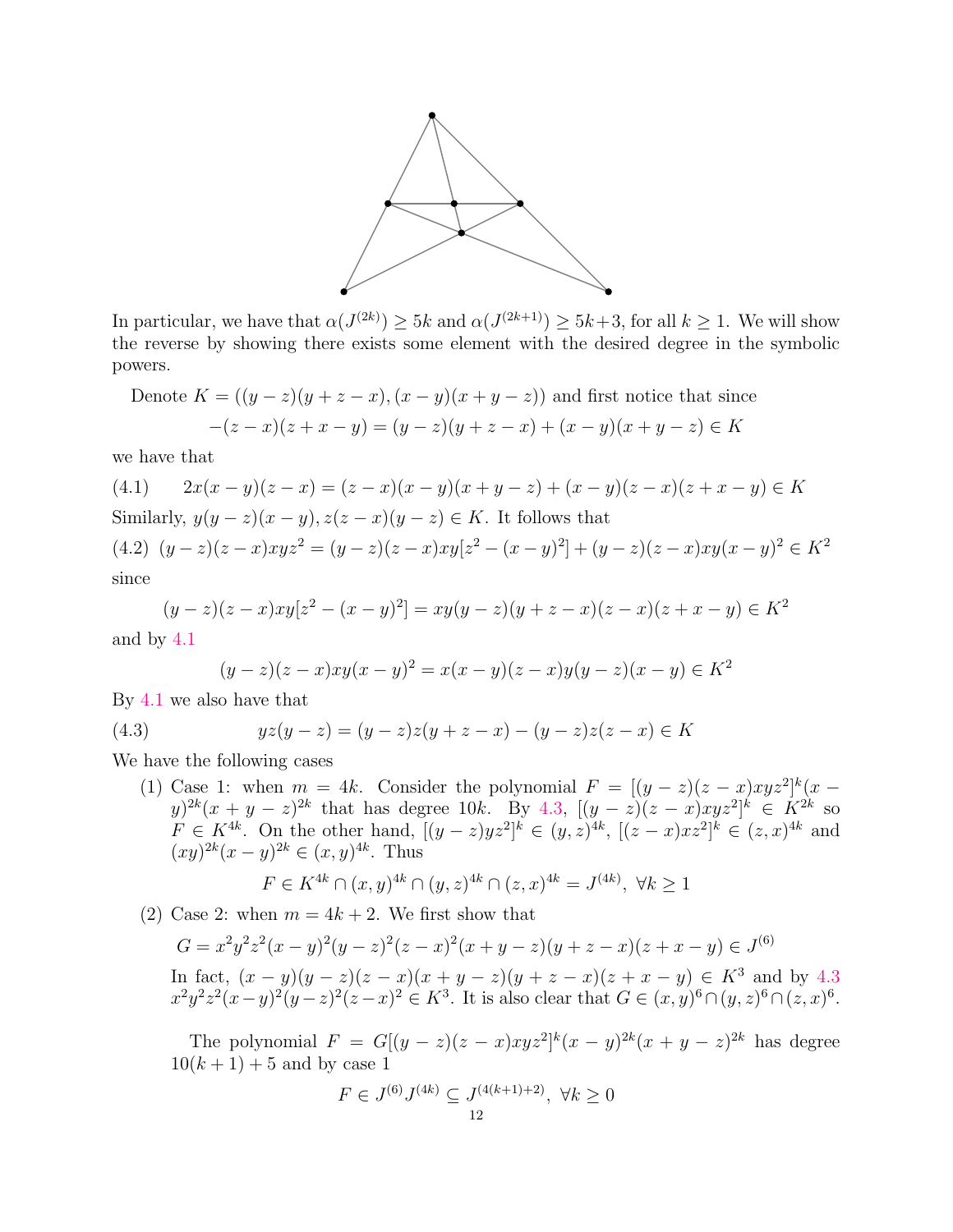In particular, we have that $\alpha(J^{(2k)}) \geq 5k$ and $\alpha(J^{(2k+1)}) \geq 5k+3$, for all $k \geq 1$. We will show the reverse by showing there exists some element with the desired degree in the symbolic powers.

Denote $K = ((y-z)(y+z-x), (x-y)(x+y-z))$ and first notice that since

$$-(z-x)(z+x-y) = (y-z)(y+z-x) + (x-y)(x+y-z) \in K$$

we have that

$$2x(x-y)(z-x) = (z-x)(x-y)(x+y-z) + (x-y)(z-x)(z+x-y) \in K \tag{4.1}$$

Similarly, $y(y-z)(x-y), z(z-x)(y-z) \in K$. It follows that

$$(y-z)(z-x)xyz^2 = (y-z)(z-x)xy[z^2-(x-y)^2] + (y-z)(z-x)xy(x-y)^2 \in K^2 \tag{4.2}$$

since

$$(y-z)(z-x)xy[z^2-(x-y)^2] = xy(y-z)(y+z-x)(z-x)(z+x-y) \in K^2$$

and by 4.1

$$(y-z)(z-x)xy(x-y)^2 = x(x-y)(z-x)y(y-z)(x-y) \in K^2$$

By 4.1 we also have that

$$yz(y-z) = (y-z)z(y+z-x) - (y-z)z(z-x) \in K \tag{4.3}$$

We have the following cases

1. Case 1: when $m = 4k$. Consider the polynomial $F = [(y-z)(z-x)xyz^2]^k(x-y)^{2k}(x+y-z)^{2k}$ that has degree $10k$. By 4.3, $[(y-z)(z-x)xyz^2]^k \in K^{2k}$ so $F \in K^{4k}$. On the other hand, $[(y-z)yz^2]^k \in (y,z)^{4k}$, $[(z-x)xz^2]^k \in (z,x)^{4k}$ and $(xy)^{2k}(x-y)^{2k} \in (x,y)^{4k}$. Thus

$$F \in K^{4k} \cap (x,y)^{4k} \cap (y,z)^{4k} \cap (z,x)^{4k} = J^{(4k)}, \ \forall k \geq 1$$

2. Case 2: when $m = 4k+2$. We first show that

$$G = x^2y^2z^2(x-y)^2(y-z)^2(z-x)^2(x+y-z)(y+z-x)(z+x-y) \in J^{(6)}$$

In fact, $(x-y)(y-z)(z-x)(x+y-z)(y+z-x)(z+x-y) \in K^3$ and by 4.3 $x^2y^2z^2(x-y)^2(y-z)^2(z-x)^2 \in K^3$. It is also clear that $G \in (x,y)^6 \cap (y,z)^6 \cap (z,x)^6$.

The polynomial $F = G[(y-z)(z-x)xyz^2]^k(x-y)^{2k}(x+y-z)^{2k}$ has degree $10(k+1)+5$ and by case 1

$$F \in J^{(6)}J^{(4k)} \subseteq J^{(4(k+1)+2)}, \ \forall k \geq 0$$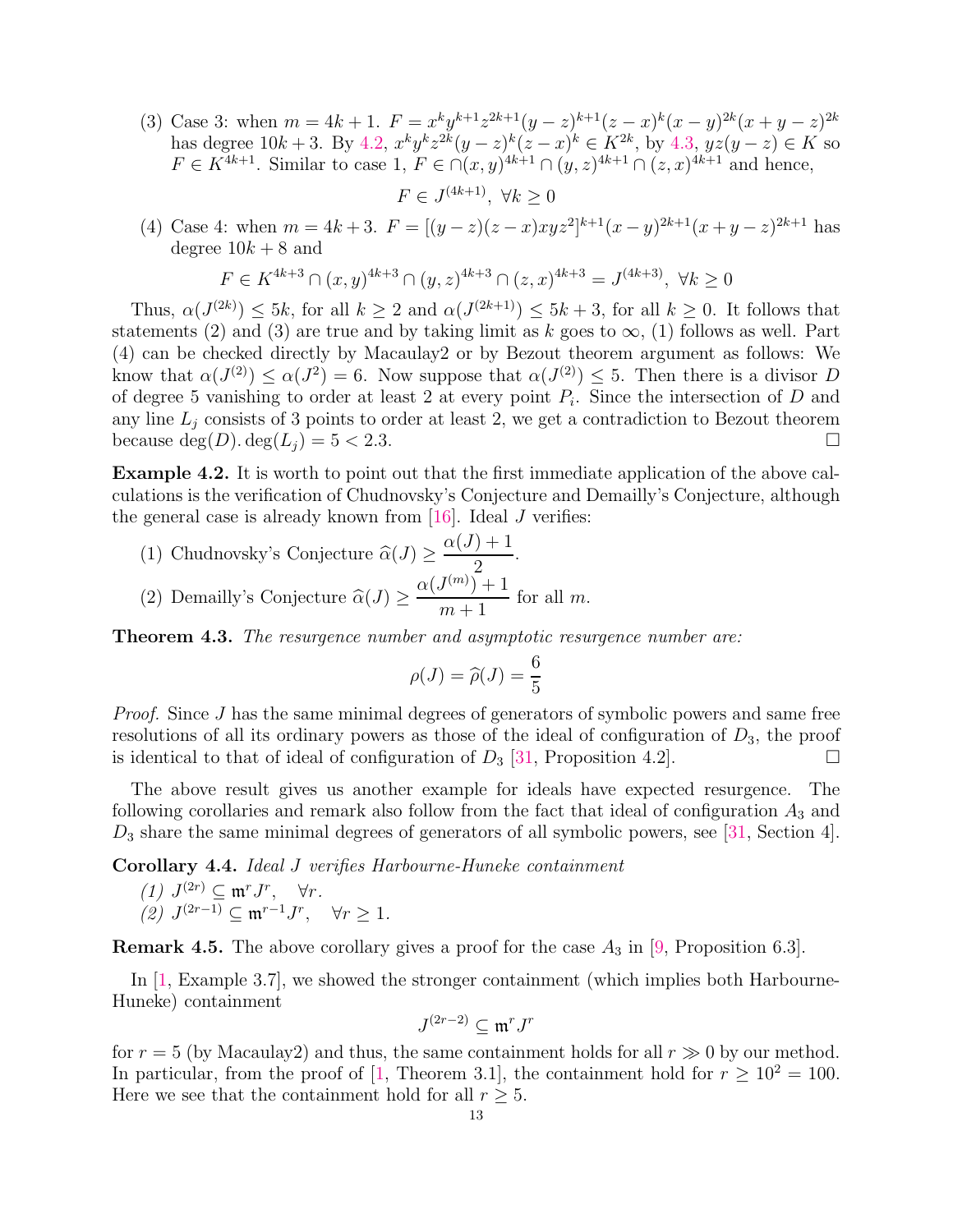(3) Case 3: when $m = 4k+1$. $F = x^k y^{k+1} z^{2k+1}(y-z)^{k+1}(z-x)^k(x-y)^{2k}(x+y-z)^{2k}$ has degree $10k+3$. By 4.2, $x^k y^k z^{2k}(y-z)^k(z-x)^k \in K^{2k}$, by 4.3, $yz(y-z) \in K$ so $F \in K^{4k+1}$. Similar to case 1, $F \in \cap (x,y)^{4k+1} \cap (y,z)^{4k+1} \cap (z,x)^{4k+1}$ and hence,

$$F \in J^{(4k+1)},\ \forall k \geq 0$$

(4) Case 4: when $m = 4k+3$. $F = [(y-z)(z-x)xyz^2]^{k+1}(x-y)^{2k+1}(x+y-z)^{2k+1}$ has degree $10k+8$ and

$$F \in K^{4k+3} \cap (x,y)^{4k+3} \cap (y,z)^{4k+3} \cap (z,x)^{4k+3} = J^{(4k+3)},\ \forall k \geq 0$$

Thus, $\alpha(J^{(2k)}) \leq 5k$, for all $k \geq 2$ and $\alpha(J^{(2k+1)}) \leq 5k+3$, for all $k \geq 0$. It follows that statements (2) and (3) are true and by taking limit as $k$ goes to $\infty$, (1) follows as well. Part (4) can be checked directly by Macaulay2 or by Bezout theorem argument as follows: We know that $\alpha(J^{(2)}) \leq \alpha(J^2) = 6$. Now suppose that $\alpha(J^{(2)}) \leq 5$. Then there is a divisor $D$ of degree 5 vanishing to order at least 2 at every point $P_i$. Since the intersection of $D$ and any line $L_j$ consists of 3 points to order at least 2, we get a contradiction to Bezout theorem because $\deg(D). \deg(L_j) = 5 < 2.3$. ☐

**Example 4.2.** It is worth to point out that the first immediate application of the above calculations is the verification of Chudnovsky's Conjecture and Demailly's Conjecture, although the general case is already known from [16]. Ideal $J$ verifies:

(1) Chudnovsky's Conjecture $\widehat{\alpha}(J) \geq \dfrac{\alpha(J)+1}{2}$.

(2) Demailly's Conjecture $\widehat{\alpha}(J) \geq \dfrac{\alpha(J^{(m)})+1}{m+1}$ for all $m$.

**Theorem 4.3.** *The resurgence number and asymptotic resurgence number are:*

$$\rho(J) = \widehat{\rho}(J) = \frac{6}{5}$$

*Proof.* Since $J$ has the same minimal degrees of generators of symbolic powers and same free resolutions of all its ordinary powers as those of the ideal of configuration of $D_3$, the proof is identical to that of ideal of configuration of $D_3$ [31, Proposition 4.2]. ☐

The above result gives us another example for ideals have expected resurgence. The following corollaries and remark also follow from the fact that ideal of configuration $A_3$ and $D_3$ share the same minimal degrees of generators of all symbolic powers, see [31, Section 4].

**Corollary 4.4.** *Ideal $J$ verifies Harbourne-Huneke containment*

*(1)* $J^{(2r)} \subseteq \mathfrak{m}^r J^r, \quad \forall r.$
*(2)* $J^{(2r-1)} \subseteq \mathfrak{m}^{r-1} J^r, \quad \forall r \geq 1.$

**Remark 4.5.** The above corollary gives a proof for the case $A_3$ in [9, Proposition 6.3].

In [1, Example 3.7], we showed the stronger containment (which implies both Harbourne-Huneke) containment

$$J^{(2r-2)} \subseteq \mathfrak{m}^r J^r$$

for $r = 5$ (by Macaulay2) and thus, the same containment holds for all $r \gg 0$ by our method. In particular, from the proof of [1, Theorem 3.1], the containment hold for $r \geq 10^2 = 100$. Here we see that the containment hold for all $r \geq 5$.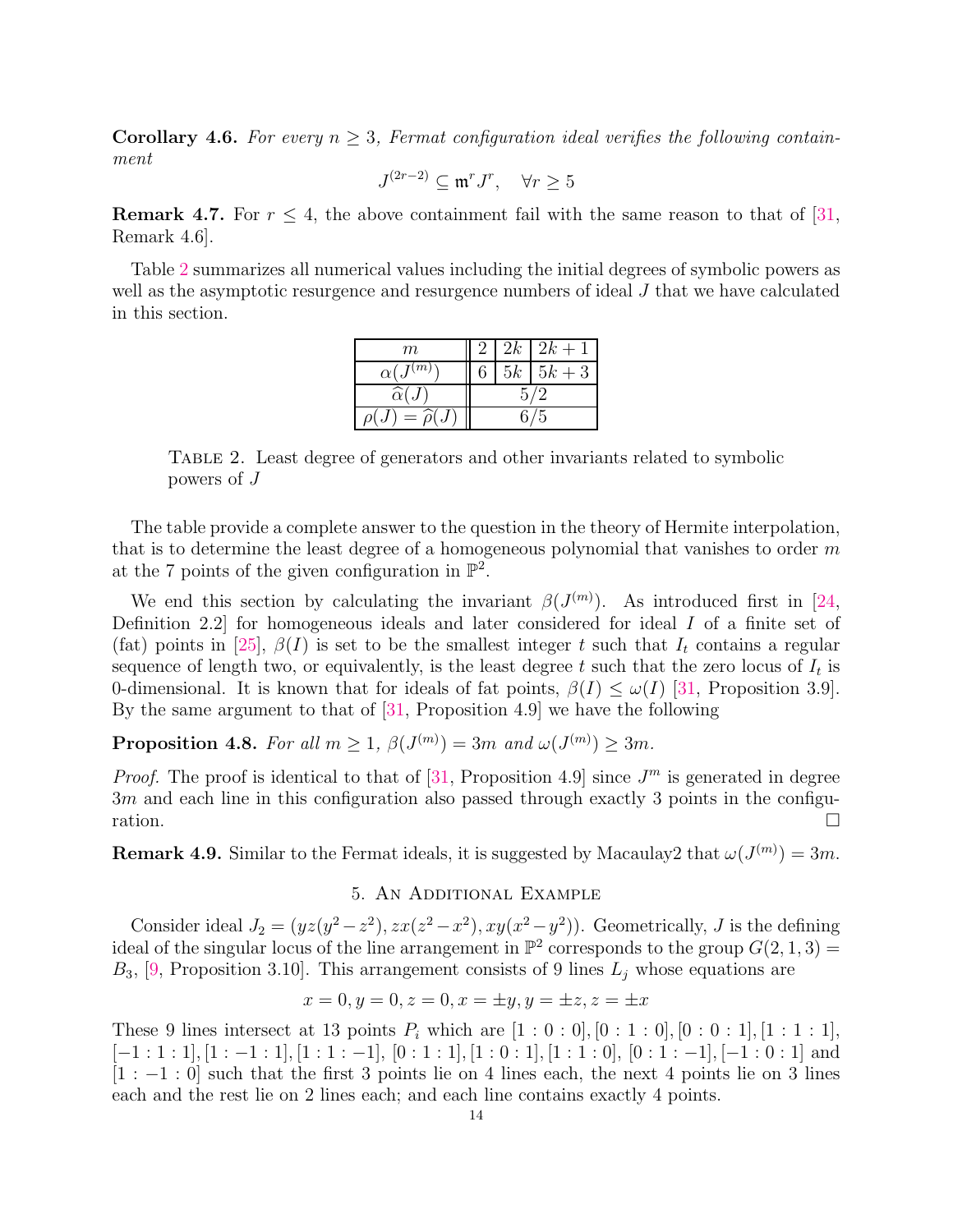**Corollary 4.6.** *For every $n \geq 3$, Fermat configuration ideal verifies the following containment*

$$J^{(2r-2)} \subseteq \mathfrak{m}^r J^r, \quad \forall r \geq 5$$

**Remark 4.7.** For $r \leq 4$, the above containment fail with the same reason to that of [31, Remark 4.6].

Table 2 summarizes all numerical values including the initial degrees of symbolic powers as well as the asymptotic resurgence and resurgence numbers of ideal $J$ that we have calculated in this section.

| $m$ | 2 | $2k$ | $2k+1$ |
|---|---|---|---|
| $\alpha(J^{(m)})$ | 6 | $5k$ | $5k+3$ |
| $\widehat{\alpha}(J)$ | $5/2$ | | |
| $\rho(J) = \widehat{\rho}(J)$ | $6/5$ | | |

Table 2. Least degree of generators and other invariants related to symbolic powers of $J$

The table provide a complete answer to the question in the theory of Hermite interpolation, that is to determine the least degree of a homogeneous polynomial that vanishes to order $m$ at the 7 points of the given configuration in $\mathbb{P}^2$.

We end this section by calculating the invariant $\beta(J^{(m)})$. As introduced first in [24, Definition 2.2] for homogeneous ideals and later considered for ideal $I$ of a finite set of (fat) points in [25], $\beta(I)$ is set to be the smallest integer $t$ such that $I_t$ contains a regular sequence of length two, or equivalently, is the least degree $t$ such that the zero locus of $I_t$ is 0-dimensional. It is known that for ideals of fat points, $\beta(I) \leq \omega(I)$ [31, Proposition 3.9]. By the same argument to that of [31, Proposition 4.9] we have the following

**Proposition 4.8.** *For all $m \geq 1$, $\beta(J^{(m)}) = 3m$ and $\omega(J^{(m)}) \geq 3m$.*

*Proof.* The proof is identical to that of [31, Proposition 4.9] since $J^m$ is generated in degree $3m$ and each line in this configuration also passed through exactly 3 points in the configuration. $\square$

**Remark 4.9.** Similar to the Fermat ideals, it is suggested by Macaulay2 that $\omega(J^{(m)}) = 3m$.

## 5. An Additional Example

Consider ideal $J_2 = (yz(y^2 - z^2), zx(z^2 - x^2), xy(x^2 - y^2))$. Geometrically, $J$ is the defining ideal of the singular locus of the line arrangement in $\mathbb{P}^2$ corresponds to the group $G(2, 1, 3) = B_3$, [9, Proposition 3.10]. This arrangement consists of 9 lines $L_j$ whose equations are

$$x = 0, y = 0, z = 0, x = \pm y, y = \pm z, z = \pm x$$

These 9 lines intersect at 13 points $P_i$ which are $[1:0:0], [0:1:0], [0:0:1], [1:1:1]$, $[-1:1:1], [1:-1:1], [1:1:-1]$, $[0:1:1], [1:0:1], [1:1:0]$, $[0:1:-1], [-1:0:1]$ and $[1:-1:0]$ such that the first 3 points lie on 4 lines each, the next 4 points lie on 3 lines each and the rest lie on 2 lines each; and each line contains exactly 4 points.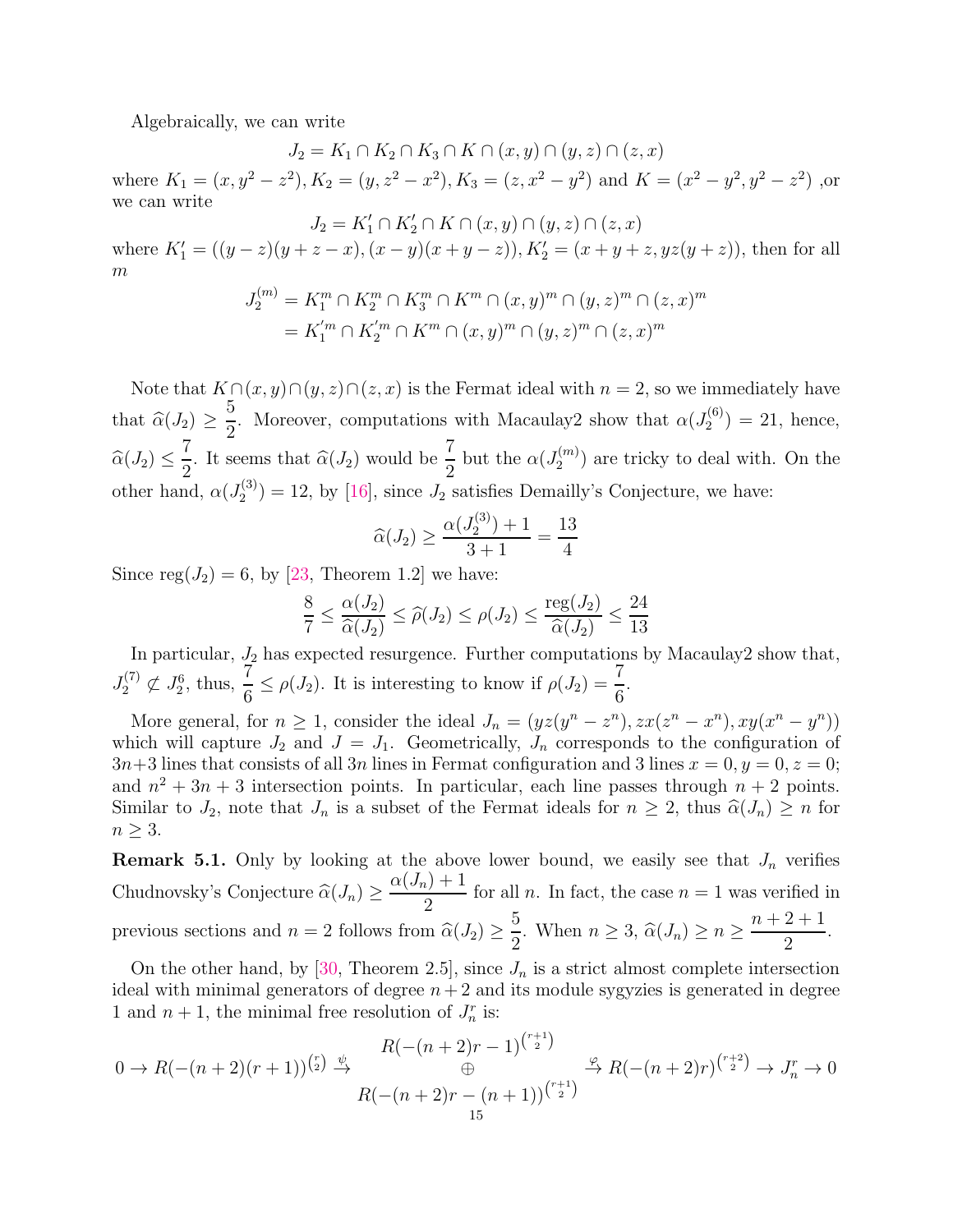Algebraically, we can write

$$J_2 = K_1 \cap K_2 \cap K_3 \cap K \cap (x,y) \cap (y,z) \cap (z,x)$$

where $K_1 = (x, y^2 - z^2), K_2 = (y, z^2 - x^2), K_3 = (z, x^2 - y^2)$ and $K = (x^2 - y^2, y^2 - z^2)$ ,or we can write

$$J_2 = K_1' \cap K_2' \cap K \cap (x,y) \cap (y,z) \cap (z,x)$$

where $K_1' = ((y-z)(y+z-x), (x-y)(x+y-z)), K_2' = (x+y+z, yz(y+z))$, then for all $m$

$$\begin{aligned} J_2^{(m)} &= K_1^m \cap K_2^m \cap K_3^m \cap K^m \cap (x,y)^m \cap (y,z)^m \cap (z,x)^m \\ &= K_1'^m \cap K_2'^m \cap K^m \cap (x,y)^m \cap (y,z)^m \cap (z,x)^m \end{aligned}$$

Note that $K \cap (x,y) \cap (y,z) \cap (z,x)$ is the Fermat ideal with $n = 2$, so we immediately have that $\widehat{\alpha}(J_2) \geq \dfrac{5}{2}$. Moreover, computations with Macaulay2 show that $\alpha(J_2^{(6)}) = 21$, hence, $\widehat{\alpha}(J_2) \leq \dfrac{7}{2}$. It seems that $\widehat{\alpha}(J_2)$ would be $\dfrac{7}{2}$ but the $\alpha(J_2^{(m)})$ are tricky to deal with. On the other hand, $\alpha(J_2^{(3)}) = 12$, by [16], since $J_2$ satisfies Demailly's Conjecture, we have:

$$\widehat{\alpha}(J_2) \geq \frac{\alpha(J_2^{(3)}) + 1}{3+1} = \frac{13}{4}$$

Since $\mathrm{reg}(J_2) = 6$, by [23, Theorem 1.2] we have:

$$\frac{8}{7} \leq \frac{\alpha(J_2)}{\widehat{\alpha}(J_2)} \leq \widehat{\rho}(J_2) \leq \rho(J_2) \leq \frac{\mathrm{reg}(J_2)}{\widehat{\alpha}(J_2)} \leq \frac{24}{13}$$

In particular, $J_2$ has expected resurgence. Further computations by Macaulay2 show that, $J_2^{(7)} \not\subset J_2^6$, thus, $\dfrac{7}{6} \leq \rho(J_2)$. It is interesting to know if $\rho(J_2) = \dfrac{7}{6}$.

More general, for $n \geq 1$, consider the ideal $J_n = (yz(y^n - z^n), zx(z^n - x^n), xy(x^n - y^n))$ which will capture $J_2$ and $J = J_1$. Geometrically, $J_n$ corresponds to the configuration of $3n+3$ lines that consists of all $3n$ lines in Fermat configuration and 3 lines $x = 0, y = 0, z = 0$; and $n^2 + 3n + 3$ intersection points. In particular, each line passes through $n+2$ points. Similar to $J_2$, note that $J_n$ is a subset of the Fermat ideals for $n \geq 2$, thus $\widehat{\alpha}(J_n) \geq n$ for $n \geq 3$.

**Remark 5.1.** Only by looking at the above lower bound, we easily see that $J_n$ verifies Chudnovsky's Conjecture $\widehat{\alpha}(J_n) \geq \dfrac{\alpha(J_n) + 1}{2}$ for all $n$. In fact, the case $n = 1$ was verified in previous sections and $n = 2$ follows from $\widehat{\alpha}(J_2) \geq \dfrac{5}{2}$. When $n \geq 3$, $\widehat{\alpha}(J_n) \geq n \geq \dfrac{n+2+1}{2}$.

On the other hand, by [30, Theorem 2.5], since $J_n$ is a strict almost complete intersection ideal with minimal generators of degree $n+2$ and its module sygyzies is generated in degree 1 and $n+1$, the minimal free resolution of $J_n^r$ is:

$$0 \to R(-(n+2)(r+1))^{\binom{r}{2}} \xrightarrow{\psi} \begin{array}{c} R(-(n+2)r-1)^{\binom{r+1}{2}} \\ \oplus \\ R(-(n+2)r-(n+1))^{\binom{r+1}{2}} \end{array} \xrightarrow{\varphi} R(-(n+2)r)^{\binom{r+2}{2}} \to J_n^r \to 0$$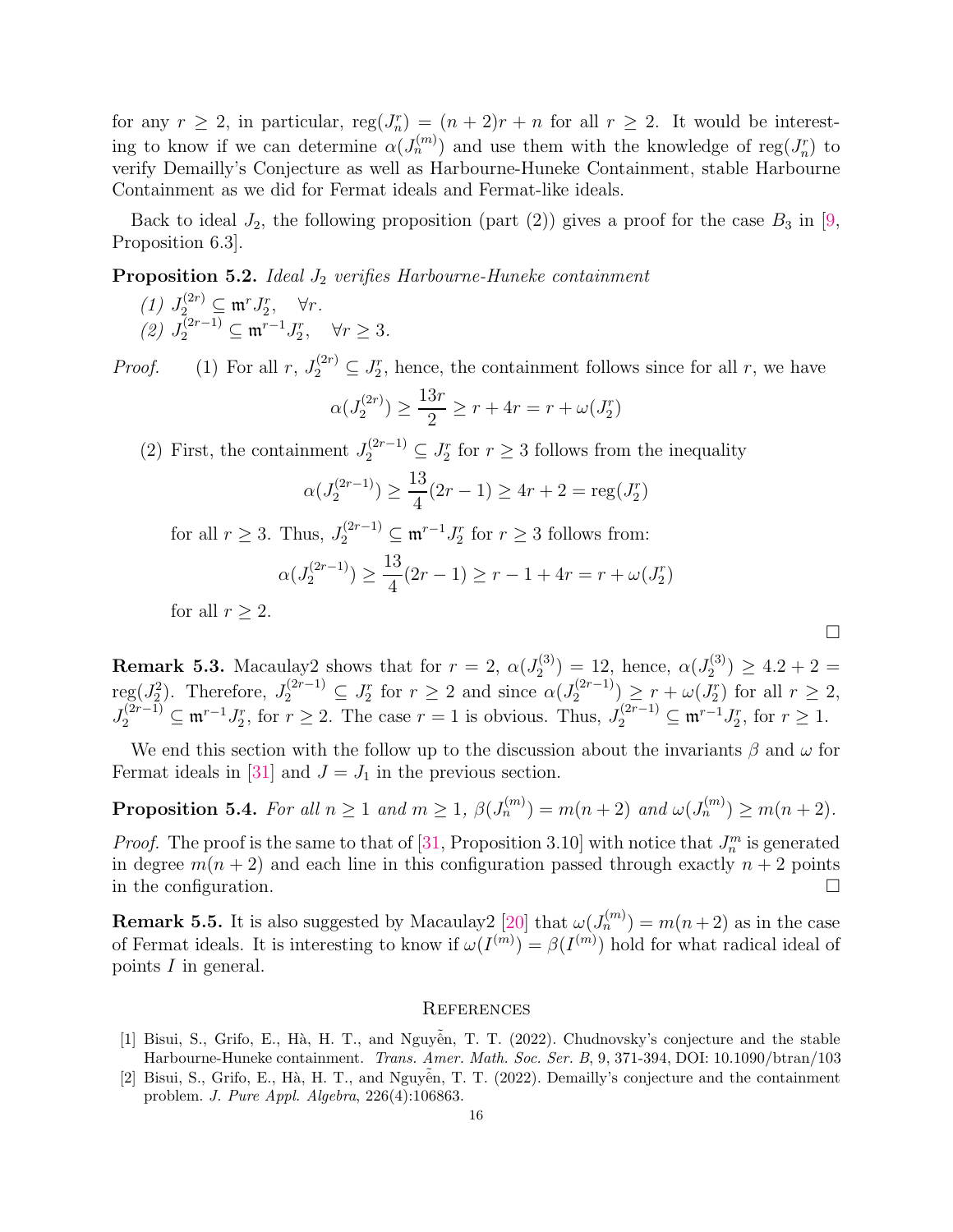for any $r \geq 2$, in particular, $\operatorname{reg}(J_n^r) = (n+2)r + n$ for all $r \geq 2$. It would be interesting to know if we can determine $\alpha(J_n^{(m)})$ and use them with the knowledge of $\operatorname{reg}(J_n^r)$ to verify Demailly's Conjecture as well as Harbourne-Huneke Containment, stable Harbourne Containment as we did for Fermat ideals and Fermat-like ideals.

Back to ideal $J_2$, the following proposition (part (2)) gives a proof for the case $B_3$ in [9, Proposition 6.3].

**Proposition 5.2.** *Ideal $J_2$ verifies Harbourne-Huneke containment*

*(1) $J_2^{(2r)} \subseteq \mathfrak{m}^r J_2^r, \quad \forall r.$*
*(2) $J_2^{(2r-1)} \subseteq \mathfrak{m}^{r-1} J_2^r, \quad \forall r \geq 3.$*

*Proof.* (1) For all $r$, $J_2^{(2r)} \subseteq J_2^r$, hence, the containment follows since for all $r$, we have

$$\alpha(J_2^{(2r)}) \geq \frac{13r}{2} \geq r + 4r = r + \omega(J_2^r)$$

(2) First, the containment $J_2^{(2r-1)} \subseteq J_2^r$ for $r \geq 3$ follows from the inequality

$$\alpha(J_2^{(2r-1)}) \geq \frac{13}{4}(2r-1) \geq 4r + 2 = \operatorname{reg}(J_2^r)$$

for all $r \geq 3$. Thus, $J_2^{(2r-1)} \subseteq \mathfrak{m}^{r-1} J_2^r$ for $r \geq 3$ follows from:

$$\alpha(J_2^{(2r-1)}) \geq \frac{13}{4}(2r-1) \geq r - 1 + 4r = r + \omega(J_2^r)$$

for all $r \geq 2$. □

**Remark 5.3.** Macaulay2 shows that for $r = 2$, $\alpha(J_2^{(3)}) = 12$, hence, $\alpha(J_2^{(3)}) \geq 4.2 + 2 = \operatorname{reg}(J_2^2)$. Therefore, $J_2^{(2r-1)} \subseteq J_2^r$ for $r \geq 2$ and since $\alpha(J_2^{(2r-1)}) \geq r + \omega(J_2^r)$ for all $r \geq 2$, $J_2^{(2r-1)} \subseteq \mathfrak{m}^{r-1} J_2^r$, for $r \geq 2$. The case $r = 1$ is obvious. Thus, $J_2^{(2r-1)} \subseteq \mathfrak{m}^{r-1} J_2^r$, for $r \geq 1$.

We end this section with the follow up to the discussion about the invariants $\beta$ and $\omega$ for Fermat ideals in [31] and $J = J_1$ in the previous section.

**Proposition 5.4.** *For all $n \geq 1$ and $m \geq 1$, $\beta(J_n^{(m)}) = m(n+2)$ and $\omega(J_n^{(m)}) \geq m(n+2)$.*

*Proof.* The proof is the same to that of [31, Proposition 3.10] with notice that $J_n^m$ is generated in degree $m(n+2)$ and each line in this configuration passed through exactly $n+2$ points in the configuration. □

**Remark 5.5.** It is also suggested by Macaulay2 [20] that $\omega(J_n^{(m)}) = m(n+2)$ as in the case of Fermat ideals. It is interesting to know if $\omega(I^{(m)}) = \beta(I^{(m)})$ hold for what radical ideal of points $I$ in general.

## References

[1] Bisui, S., Grifo, E., Hà, H. T., and Nguyễn, T. T. (2022). Chudnovsky's conjecture and the stable Harbourne-Huneke containment. *Trans. Amer. Math. Soc. Ser. B*, 9, 371-394, DOI: 10.1090/btran/103

[2] Bisui, S., Grifo, E., Hà, H. T., and Nguyễn, T. T. (2022). Demailly's conjecture and the containment problem. *J. Pure Appl. Algebra*, 226(4):106863.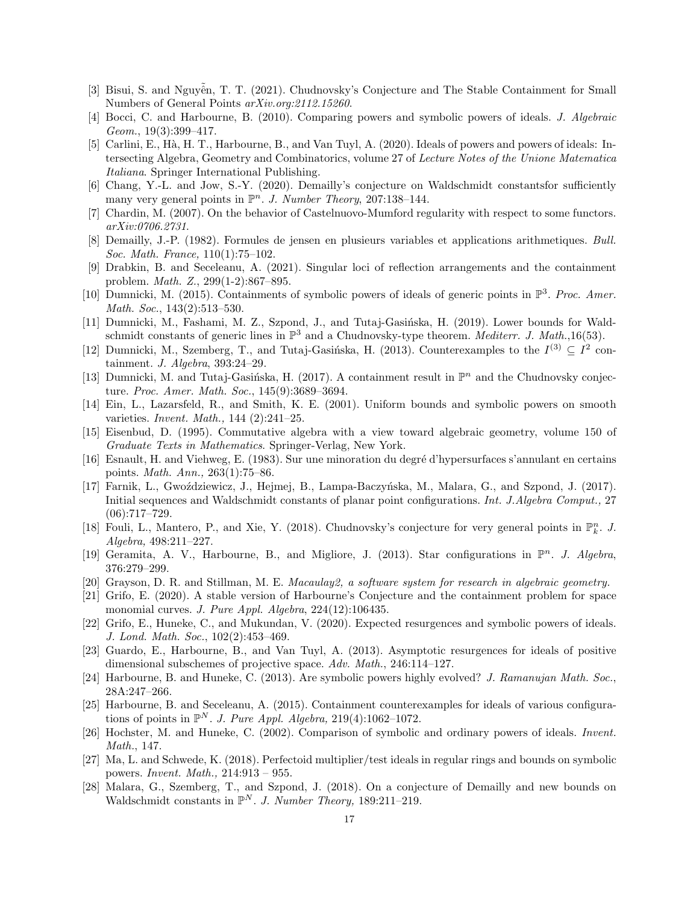- [3] Bisui, S. and Nguyễn, T. T. (2021). Chudnovsky's Conjecture and The Stable Containment for Small Numbers of General Points *arXiv.org:2112.15260*.
- [4] Bocci, C. and Harbourne, B. (2010). Comparing powers and symbolic powers of ideals. *J. Algebraic Geom.*, 19(3):399–417.
- [5] Carlini, E., Hà, H. T., Harbourne, B., and Van Tuyl, A. (2020). Ideals of powers and powers of ideals: Intersecting Algebra, Geometry and Combinatorics, volume 27 of *Lecture Notes of the Unione Matematica Italiana*. Springer International Publishing.
- [6] Chang, Y.-L. and Jow, S.-Y. (2020). Demailly's conjecture on Waldschmidt constantsfor sufficiently many very general points in $\mathbb{P}^n$. *J. Number Theory*, 207:138–144.
- [7] Chardin, M. (2007). On the behavior of Castelnuovo-Mumford regularity with respect to some functors. *arXiv:0706.2731.*
- [8] Demailly, J.-P. (1982). Formules de jensen en plusieurs variables et applications arithmetiques. *Bull. Soc. Math. France,* 110(1):75–102.
- [9] Drabkin, B. and Seceleanu, A. (2021). Singular loci of reflection arrangements and the containment problem. *Math. Z.*, 299(1-2):867–895.
- [10] Dumnicki, M. (2015). Containments of symbolic powers of ideals of generic points in $\mathbb{P}^3$. *Proc. Amer. Math. Soc.*, 143(2):513–530.
- [11] Dumnicki, M., Fashami, M. Z., Szpond, J., and Tutaj-Gasińska, H. (2019). Lower bounds for Waldschmidt constants of generic lines in $\mathbb{P}^3$ and a Chudnovsky-type theorem. *Mediterr. J. Math.*,16(53).
- [12] Dumnicki, M., Szemberg, T., and Tutaj-Gasińska, H. (2013). Counterexamples to the $I^{(3)} \subseteq I^2$ containment. *J. Algebra*, 393:24–29.
- [13] Dumnicki, M. and Tutaj-Gasińska, H. (2017). A containment result in $\mathbb{P}^n$ and the Chudnovsky conjecture. *Proc. Amer. Math. Soc.*, 145(9):3689–3694.
- [14] Ein, L., Lazarsfeld, R., and Smith, K. E. (2001). Uniform bounds and symbolic powers on smooth varieties. *Invent. Math.,* 144 (2):241–25.
- [15] Eisenbud, D. (1995). Commutative algebra with a view toward algebraic geometry, volume 150 of *Graduate Texts in Mathematics*. Springer-Verlag, New York.
- [16] Esnault, H. and Viehweg, E. (1983). Sur une minoration du degré d'hypersurfaces s'annulant en certains points. *Math. Ann.,* 263(1):75–86.
- [17] Farnik, L., Gwoździewicz, J., Hejmej, B., Lampa-Baczyńska, M., Malara, G., and Szpond, J. (2017). Initial sequences and Waldschmidt constants of planar point configurations. *Int. J.Algebra Comput.,* 27 (06):717–729.
- [18] Fouli, L., Mantero, P., and Xie, Y. (2018). Chudnovsky's conjecture for very general points in $\mathbb{P}^n_k$. *J. Algebra,* 498:211–227.
- [19] Geramita, A. V., Harbourne, B., and Migliore, J. (2013). Star configurations in $\mathbb{P}^n$. *J. Algebra*, 376:279–299.
- [20] Grayson, D. R. and Stillman, M. E. *Macaulay2, a software system for research in algebraic geometry.*
- [21] Grifo, E. (2020). A stable version of Harbourne's Conjecture and the containment problem for space monomial curves. *J. Pure Appl. Algebra*, 224(12):106435.
- [22] Grifo, E., Huneke, C., and Mukundan, V. (2020). Expected resurgences and symbolic powers of ideals. *J. Lond. Math. Soc.*, 102(2):453–469.
- [23] Guardo, E., Harbourne, B., and Van Tuyl, A. (2013). Asymptotic resurgences for ideals of positive dimensional subschemes of projective space. *Adv. Math.*, 246:114–127.
- [24] Harbourne, B. and Huneke, C. (2013). Are symbolic powers highly evolved? *J. Ramanujan Math. Soc.*, 28A:247–266.
- [25] Harbourne, B. and Seceleanu, A. (2015). Containment counterexamples for ideals of various configurations of points in $\mathbb{P}^N$. *J. Pure Appl. Algebra,* 219(4):1062–1072.
- [26] Hochster, M. and Huneke, C. (2002). Comparison of symbolic and ordinary powers of ideals. *Invent. Math.*, 147.
- [27] Ma, L. and Schwede, K. (2018). Perfectoid multiplier/test ideals in regular rings and bounds on symbolic powers. *Invent. Math.,* 214:913 – 955.
- [28] Malara, G., Szemberg, T., and Szpond, J. (2018). On a conjecture of Demailly and new bounds on Waldschmidt constants in $\mathbb{P}^N$. *J. Number Theory,* 189:211–219.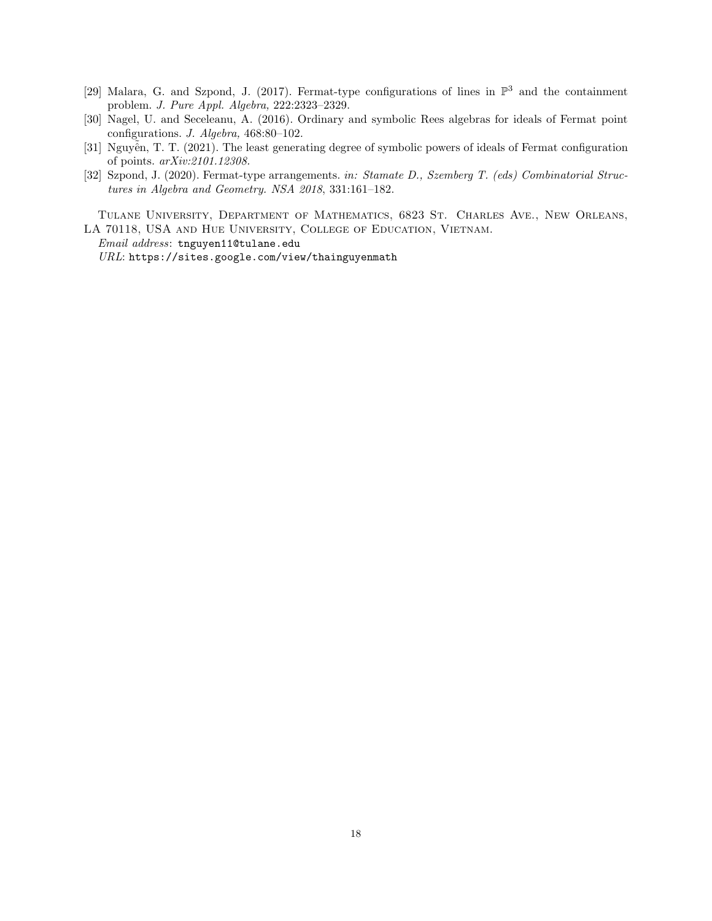[29] Malara, G. and Szpond, J. (2017). Fermat-type configurations of lines in $\mathbb{P}^3$ and the containment problem. *J. Pure Appl. Algebra,* 222:2323–2329.

[30] Nagel, U. and Seceleanu, A. (2016). Ordinary and symbolic Rees algebras for ideals of Fermat point configurations. *J. Algebra,* 468:80–102.

[31] Nguyễn, T. T. (2021). The least generating degree of symbolic powers of ideals of Fermat configuration of points. *arXiv:2101.12308.*

[32] Szpond, J. (2020). Fermat-type arrangements. *in: Stamate D., Szemberg T. (eds) Combinatorial Structures in Algebra and Geometry. NSA 2018*, 331:161–182.

Tulane University, Department of Mathematics, 6823 St. Charles Ave., New Orleans, LA 70118, USA and Hue University, College of Education, Vietnam.

*Email address*: tnguyen11@tulane.edu

*URL*: https://sites.google.com/view/thainguyenmath